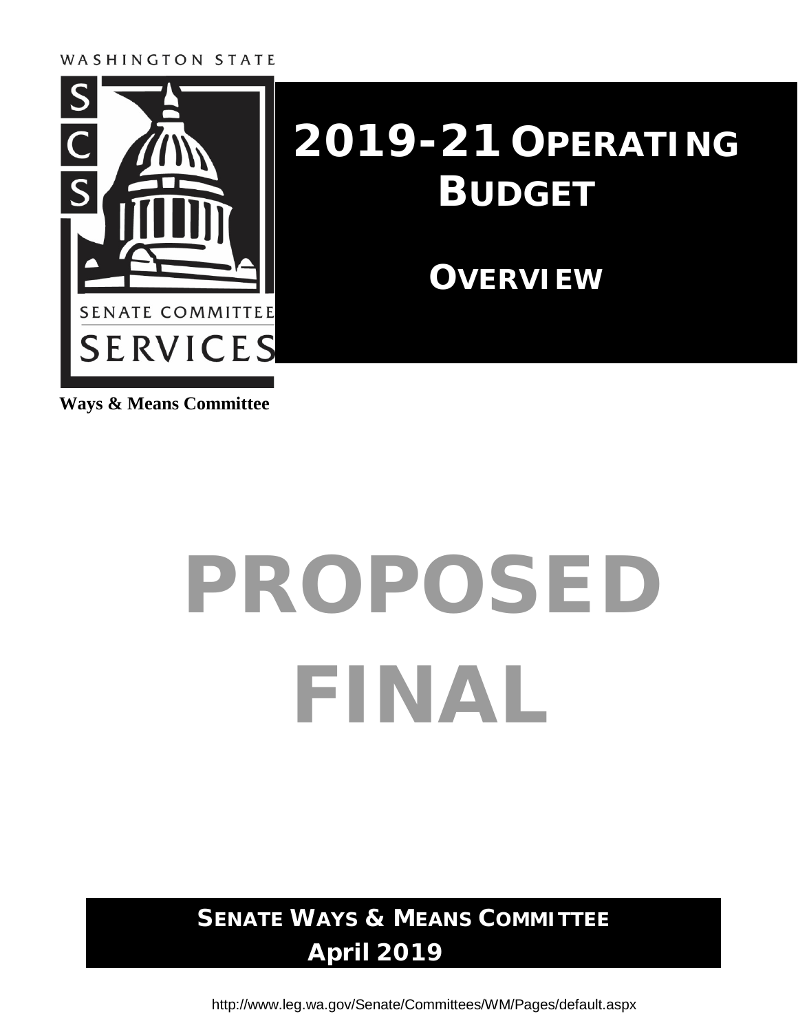WASHINGTON STATE

SCS

SENATE COMMITTEE SERVICES

**Ways & Means Committee**

# 2019-21 OPERATING BUDGET

## OVERVIEW

# PROPOSED FINAL

**SENATE WAYS & MEANS COMMITTEE**
**April 2019**

http://www.leg.wa.gov/Senate/Committees/WM/Pages/default.aspx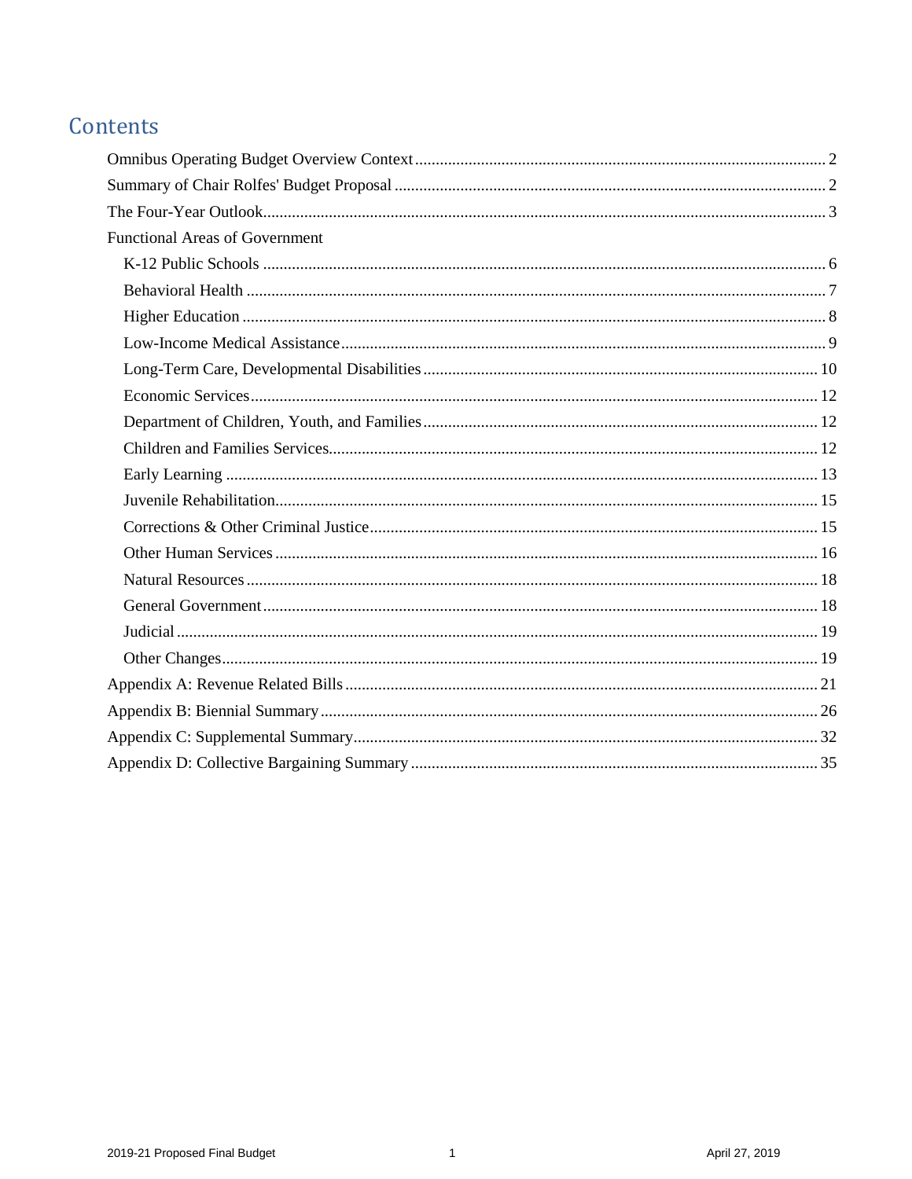# Contents

- Omnibus Operating Budget Overview Context ..... 2
- Summary of Chair Rolfes' Budget Proposal ..... 2
- The Four-Year Outlook ..... 3
- Functional Areas of Government
  - K-12 Public Schools ..... 6
  - Behavioral Health ..... 7
  - Higher Education ..... 8
  - Low-Income Medical Assistance ..... 9
  - Long-Term Care, Developmental Disabilities ..... 10
  - Economic Services ..... 12
  - Department of Children, Youth, and Families ..... 12
  - Children and Families Services ..... 12
  - Early Learning ..... 13
  - Juvenile Rehabilitation ..... 15
  - Corrections & Other Criminal Justice ..... 15
  - Other Human Services ..... 16
  - Natural Resources ..... 18
  - General Government ..... 18
  - Judicial ..... 19
  - Other Changes ..... 19
- Appendix A: Revenue Related Bills ..... 21
- Appendix B: Biennial Summary ..... 26
- Appendix C: Supplemental Summary ..... 32
- Appendix D: Collective Bargaining Summary ..... 35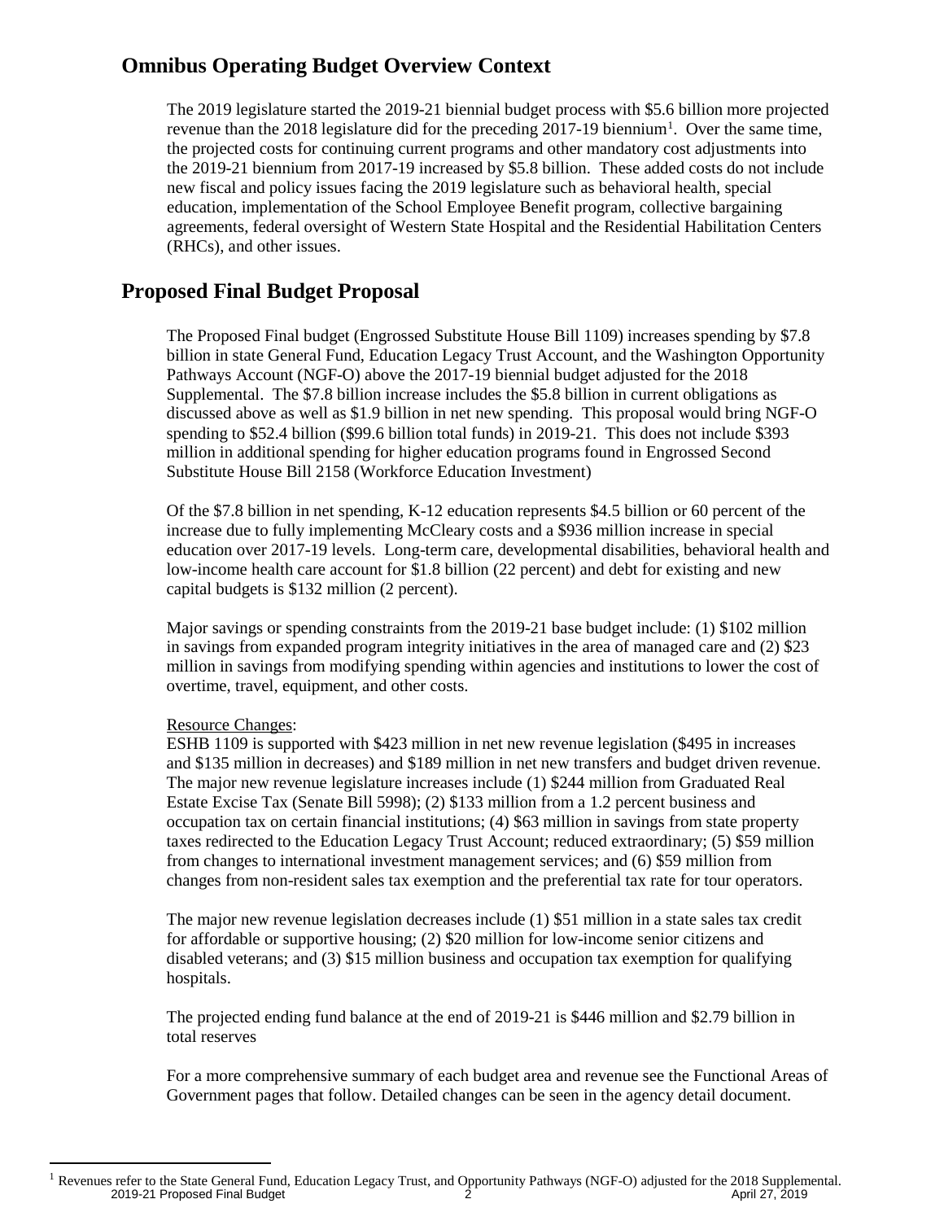## Omnibus Operating Budget Overview Context

The 2019 legislature started the 2019-21 biennial budget process with $5.6 billion more projected revenue than the 2018 legislature did for the preceding 2017-19 biennium[1]. Over the same time, the projected costs for continuing current programs and other mandatory cost adjustments into the 2019-21 biennium from 2017-19 increased by $5.8 billion. These added costs do not include new fiscal and policy issues facing the 2019 legislature such as behavioral health, special education, implementation of the School Employee Benefit program, collective bargaining agreements, federal oversight of Western State Hospital and the Residential Habilitation Centers (RHCs), and other issues.

## Proposed Final Budget Proposal

The Proposed Final budget (Engrossed Substitute House Bill 1109) increases spending by $7.8 billion in state General Fund, Education Legacy Trust Account, and the Washington Opportunity Pathways Account (NGF-O) above the 2017-19 biennial budget adjusted for the 2018 Supplemental. The $7.8 billion increase includes the $5.8 billion in current obligations as discussed above as well as $1.9 billion in net new spending. This proposal would bring NGF-O spending to $52.4 billion ($99.6 billion total funds) in 2019-21. This does not include $393 million in additional spending for higher education programs found in Engrossed Second Substitute House Bill 2158 (Workforce Education Investment)

Of the $7.8 billion in net spending, K-12 education represents $4.5 billion or 60 percent of the increase due to fully implementing McCleary costs and a $936 million increase in special education over 2017-19 levels. Long-term care, developmental disabilities, behavioral health and low-income health care account for $1.8 billion (22 percent) and debt for existing and new capital budgets is $132 million (2 percent).

Major savings or spending constraints from the 2019-21 base budget include: (1) $102 million in savings from expanded program integrity initiatives in the area of managed care and (2) $23 million in savings from modifying spending within agencies and institutions to lower the cost of overtime, travel, equipment, and other costs.

Resource Changes:

ESHB 1109 is supported with $423 million in net new revenue legislation ($495 in increases and $135 million in decreases) and $189 million in net new transfers and budget driven revenue. The major new revenue legislature increases include (1) $244 million from Graduated Real Estate Excise Tax (Senate Bill 5998); (2) $133 million from a 1.2 percent business and occupation tax on certain financial institutions; (4) $63 million in savings from state property taxes redirected to the Education Legacy Trust Account; reduced extraordinary; (5) $59 million from changes to international investment management services; and (6) $59 million from changes from non-resident sales tax exemption and the preferential tax rate for tour operators.

The major new revenue legislation decreases include (1) $51 million in a state sales tax credit for affordable or supportive housing; (2) $20 million for low-income senior citizens and disabled veterans; and (3) $15 million business and occupation tax exemption for qualifying hospitals.

The projected ending fund balance at the end of 2019-21 is $446 million and $2.79 billion in total reserves

For a more comprehensive summary of each budget area and revenue see the Functional Areas of Government pages that follow. Detailed changes can be seen in the agency detail document.

---

[1] Revenues refer to the State General Fund, Education Legacy Trust, and Opportunity Pathways (NGF-O) adjusted for the 2018 Supplemental.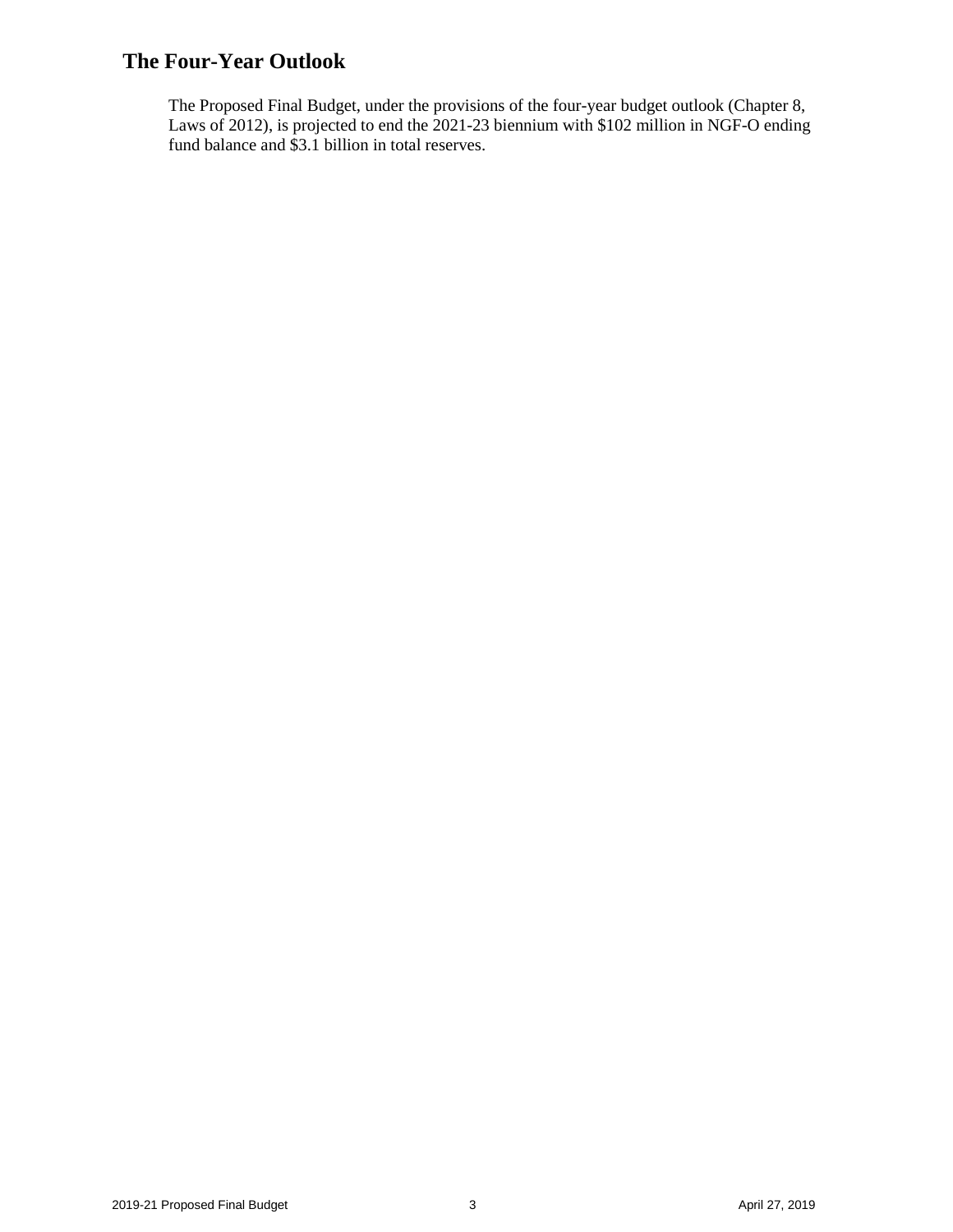## The Four-Year Outlook

The Proposed Final Budget, under the provisions of the four-year budget outlook (Chapter 8, Laws of 2012), is projected to end the 2021-23 biennium with $102 million in NGF-O ending fund balance and $3.1 billion in total reserves.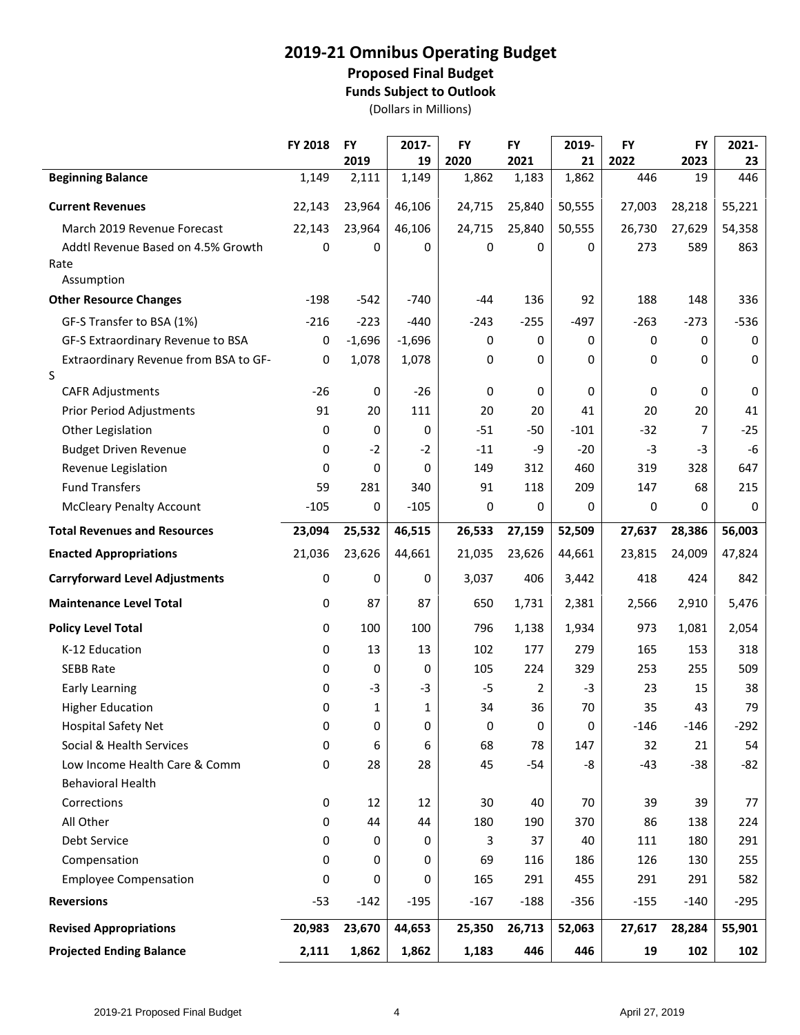# 2019-21 Omnibus Operating Budget

## Proposed Final Budget

### Funds Subject to Outlook

(Dollars in Millions)

| | FY 2018 | FY 2019 | 2017-19 | FY 2020 | FY 2021 | 2019-21 | FY 2022 | FY 2023 | 2021-23 |
|---|---|---|---|---|---|---|---|---|---|
| **Beginning Balance** | 1,149 | 2,111 | 1,149 | 1,862 | 1,183 | 1,862 | 446 | 19 | 446 |
| **Current Revenues** | 22,143 | 23,964 | 46,106 | 24,715 | 25,840 | 50,555 | 27,003 | 28,218 | 55,221 |
| March 2019 Revenue Forecast | 22,143 | 23,964 | 46,106 | 24,715 | 25,840 | 50,555 | 26,730 | 27,629 | 54,358 |
| Addtl Revenue Based on 4.5% Growth Rate Assumption | 0 | 0 | 0 | 0 | 0 | 0 | 273 | 589 | 863 |
| **Other Resource Changes** | -198 | -542 | -740 | -44 | 136 | 92 | 188 | 148 | 336 |
| GF-S Transfer to BSA (1%) | -216 | -223 | -440 | -243 | -255 | -497 | -263 | -273 | -536 |
| GF-S Extraordinary Revenue to BSA | 0 | -1,696 | -1,696 | 0 | 0 | 0 | 0 | 0 | 0 |
| Extraordinary Revenue from BSA to GF-S | 0 | 1,078 | 1,078 | 0 | 0 | 0 | 0 | 0 | 0 |
| CAFR Adjustments | -26 | 0 | -26 | 0 | 0 | 0 | 0 | 0 | 0 |
| Prior Period Adjustments | 91 | 20 | 111 | 20 | 20 | 41 | 20 | 20 | 41 |
| Other Legislation | 0 | 0 | 0 | -51 | -50 | -101 | -32 | 7 | -25 |
| Budget Driven Revenue | 0 | -2 | -2 | -11 | -9 | -20 | -3 | -3 | -6 |
| Revenue Legislation | 0 | 0 | 0 | 149 | 312 | 460 | 319 | 328 | 647 |
| Fund Transfers | 59 | 281 | 340 | 91 | 118 | 209 | 147 | 68 | 215 |
| McCleary Penalty Account | -105 | 0 | -105 | 0 | 0 | 0 | 0 | 0 | 0 |
| **Total Revenues and Resources** | **23,094** | **25,532** | **46,515** | **26,533** | **27,159** | **52,509** | **27,637** | **28,386** | **56,003** |
| **Enacted Appropriations** | 21,036 | 23,626 | 44,661 | 21,035 | 23,626 | 44,661 | 23,815 | 24,009 | 47,824 |
| **Carryforward Level Adjustments** | 0 | 0 | 0 | 3,037 | 406 | 3,442 | 418 | 424 | 842 |
| **Maintenance Level Total** | 0 | 87 | 87 | 650 | 1,731 | 2,381 | 2,566 | 2,910 | 5,476 |
| **Policy Level Total** | 0 | 100 | 100 | 796 | 1,138 | 1,934 | 973 | 1,081 | 2,054 |
| K-12 Education | 0 | 13 | 13 | 102 | 177 | 279 | 165 | 153 | 318 |
| SEBB Rate | 0 | 0 | 0 | 105 | 224 | 329 | 253 | 255 | 509 |
| Early Learning | 0 | -3 | -3 | -5 | 2 | -3 | 23 | 15 | 38 |
| Higher Education | 0 | 1 | 1 | 34 | 36 | 70 | 35 | 43 | 79 |
| Hospital Safety Net | 0 | 0 | 0 | 0 | 0 | 0 | -146 | -146 | -292 |
| Social & Health Services | 0 | 6 | 6 | 68 | 78 | 147 | 32 | 21 | 54 |
| Low Income Health Care & Comm Behavioral Health | 0 | 28 | 28 | 45 | -54 | -8 | -43 | -38 | -82 |
| Corrections | 0 | 12 | 12 | 30 | 40 | 70 | 39 | 39 | 77 |
| All Other | 0 | 44 | 44 | 180 | 190 | 370 | 86 | 138 | 224 |
| Debt Service | 0 | 0 | 0 | 3 | 37 | 40 | 111 | 180 | 291 |
| Compensation | 0 | 0 | 0 | 69 | 116 | 186 | 126 | 130 | 255 |
| Employee Compensation | 0 | 0 | 0 | 165 | 291 | 455 | 291 | 291 | 582 |
| **Reversions** | -53 | -142 | -195 | -167 | -188 | -356 | -155 | -140 | -295 |
| **Revised Appropriations** | **20,983** | **23,670** | **44,653** | **25,350** | **26,713** | **52,063** | **27,617** | **28,284** | **55,901** |
| **Projected Ending Balance** | **2,111** | **1,862** | **1,862** | **1,183** | **446** | **446** | **19** | **102** | **102** |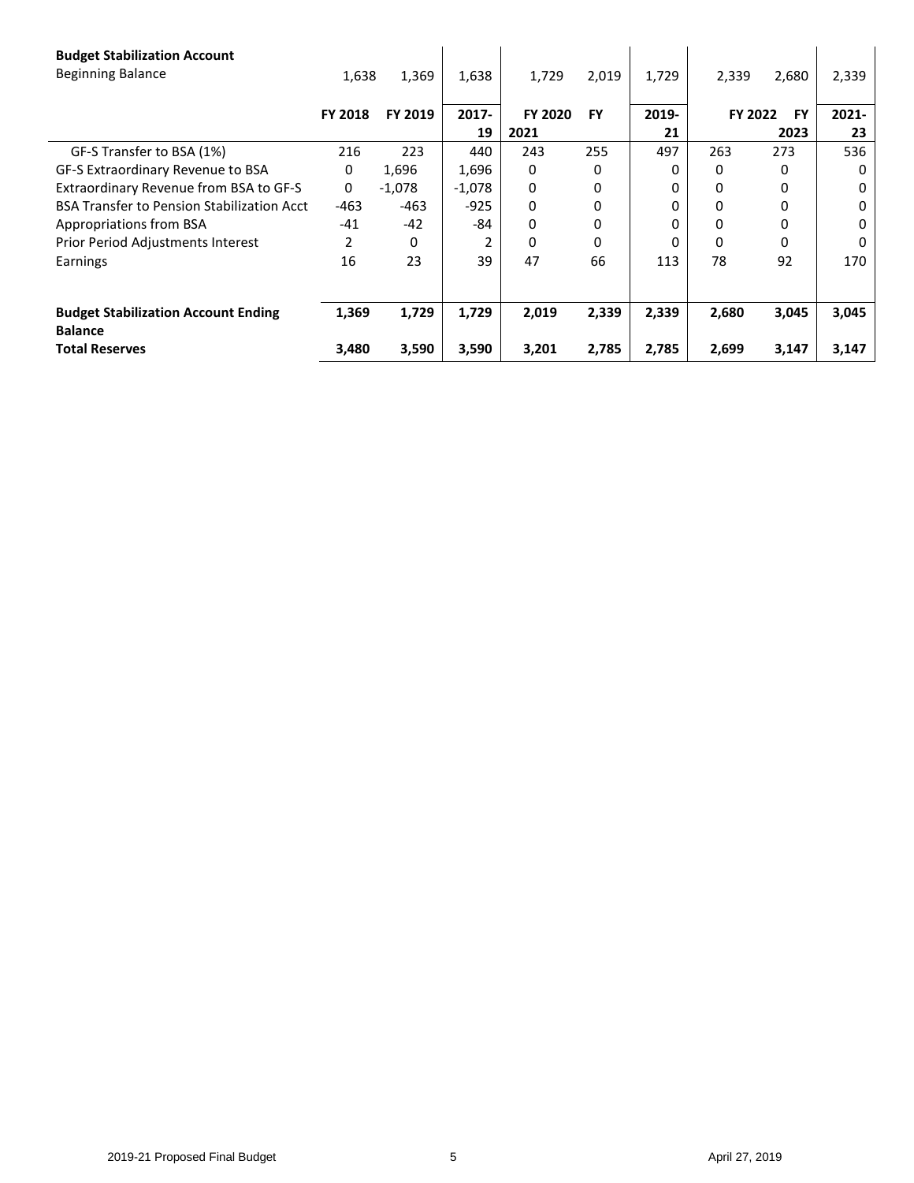| Budget Stabilization Account | | | | | | | | | |
|---|---|---|---|---|---|---|---|---|---|
| Beginning Balance | 1,638 | 1,369 | 1,638 | 1,729 | 2,019 | 1,729 | 2,339 | 2,680 | 2,339 |
| | **FY 2018** | **FY 2019** | **2017-19** | **FY 2020** | **FY 2021** | **2019-21** | **FY 2022** | **FY 2023** | **2021-23** |
| GF-S Transfer to BSA (1%) | 216 | 223 | 440 | 243 | 255 | 497 | 263 | 273 | 536 |
| GF-S Extraordinary Revenue to BSA | 0 | 1,696 | 1,696 | 0 | 0 | 0 | 0 | 0 | 0 |
| Extraordinary Revenue from BSA to GF-S | 0 | -1,078 | -1,078 | 0 | 0 | 0 | 0 | 0 | 0 |
| BSA Transfer to Pension Stabilization Acct | -463 | -463 | -925 | 0 | 0 | 0 | 0 | 0 | 0 |
| Appropriations from BSA | -41 | -42 | -84 | 0 | 0 | 0 | 0 | 0 | 0 |
| Prior Period Adjustments Interest | 2 | 0 | 2 | 0 | 0 | 0 | 0 | 0 | 0 |
| Earnings | 16 | 23 | 39 | 47 | 66 | 113 | 78 | 92 | 170 |
| **Budget Stabilization Account Ending Balance** | **1,369** | **1,729** | **1,729** | **2,019** | **2,339** | **2,339** | **2,680** | **3,045** | **3,045** |
| **Total Reserves** | **3,480** | **3,590** | **3,590** | **3,201** | **2,785** | **2,785** | **2,699** | **3,147** | **3,147** |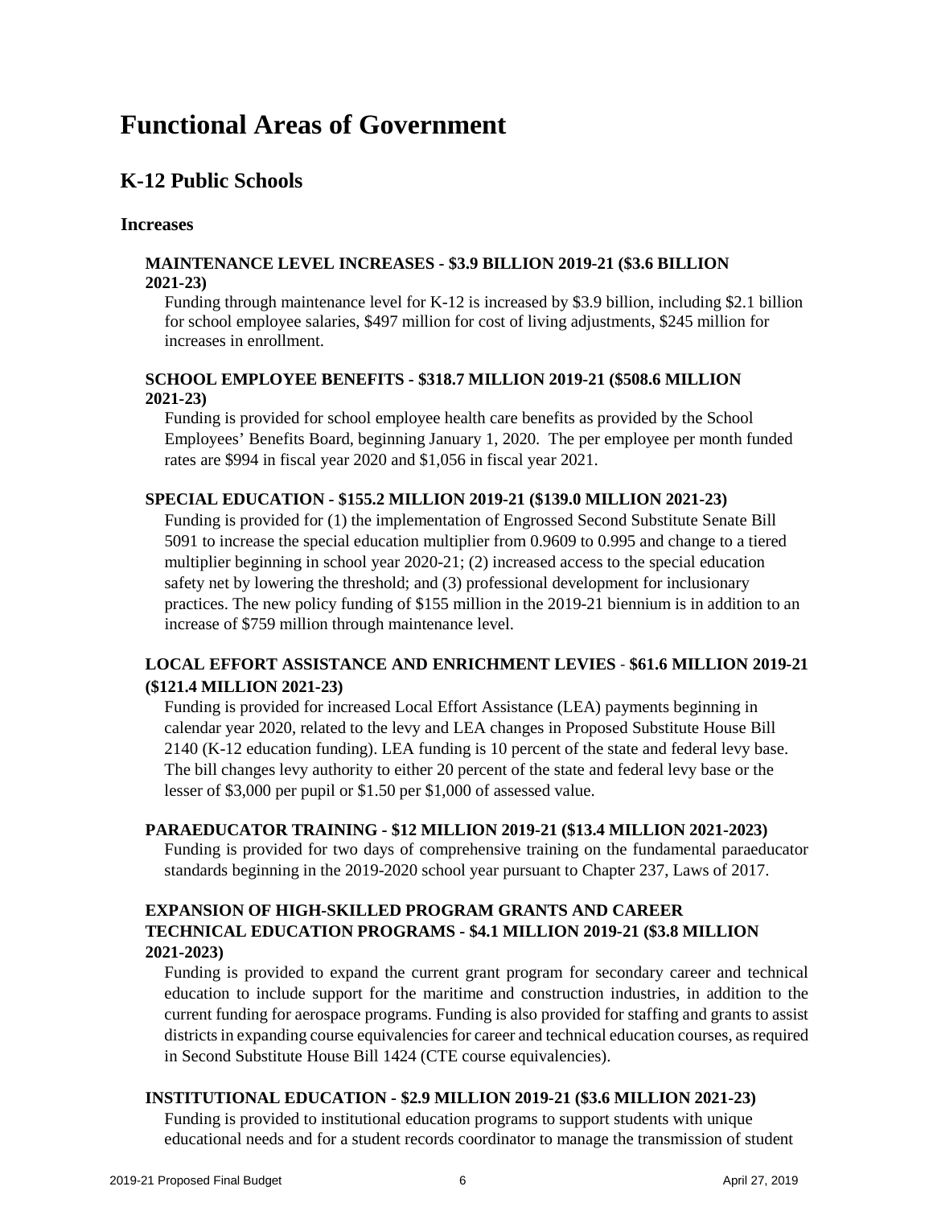# Functional Areas of Government

## K-12 Public Schools

### Increases

**MAINTENANCE LEVEL INCREASES - $3.9 BILLION 2019-21 ($3.6 BILLION 2021-23)**

Funding through maintenance level for K-12 is increased by $3.9 billion, including $2.1 billion for school employee salaries, $497 million for cost of living adjustments, $245 million for increases in enrollment.

**SCHOOL EMPLOYEE BENEFITS - $318.7 MILLION 2019-21 ($508.6 MILLION 2021-23)**

Funding is provided for school employee health care benefits as provided by the School Employees' Benefits Board, beginning January 1, 2020. The per employee per month funded rates are $994 in fiscal year 2020 and $1,056 in fiscal year 2021.

**SPECIAL EDUCATION - $155.2 MILLION 2019-21 ($139.0 MILLION 2021-23)**

Funding is provided for (1) the implementation of Engrossed Second Substitute Senate Bill 5091 to increase the special education multiplier from 0.9609 to 0.995 and change to a tiered multiplier beginning in school year 2020-21; (2) increased access to the special education safety net by lowering the threshold; and (3) professional development for inclusionary practices. The new policy funding of $155 million in the 2019-21 biennium is in addition to an increase of $759 million through maintenance level.

**LOCAL EFFORT ASSISTANCE AND ENRICHMENT LEVIES - $61.6 MILLION 2019-21 ($121.4 MILLION 2021-23)**

Funding is provided for increased Local Effort Assistance (LEA) payments beginning in calendar year 2020, related to the levy and LEA changes in Proposed Substitute House Bill 2140 (K-12 education funding). LEA funding is 10 percent of the state and federal levy base. The bill changes levy authority to either 20 percent of the state and federal levy base or the lesser of $3,000 per pupil or $1.50 per $1,000 of assessed value.

**PARAEDUCATOR TRAINING - $12 MILLION 2019-21 ($13.4 MILLION 2021-2023)**

Funding is provided for two days of comprehensive training on the fundamental paraeducator standards beginning in the 2019-2020 school year pursuant to Chapter 237, Laws of 2017.

**EXPANSION OF HIGH-SKILLED PROGRAM GRANTS AND CAREER TECHNICAL EDUCATION PROGRAMS - $4.1 MILLION 2019-21 ($3.8 MILLION 2021-2023)**

Funding is provided to expand the current grant program for secondary career and technical education to include support for the maritime and construction industries, in addition to the current funding for aerospace programs. Funding is also provided for staffing and grants to assist districts in expanding course equivalencies for career and technical education courses, as required in Second Substitute House Bill 1424 (CTE course equivalencies).

**INSTITUTIONAL EDUCATION - $2.9 MILLION 2019-21 ($3.6 MILLION 2021-23)**

Funding is provided to institutional education programs to support students with unique educational needs and for a student records coordinator to manage the transmission of student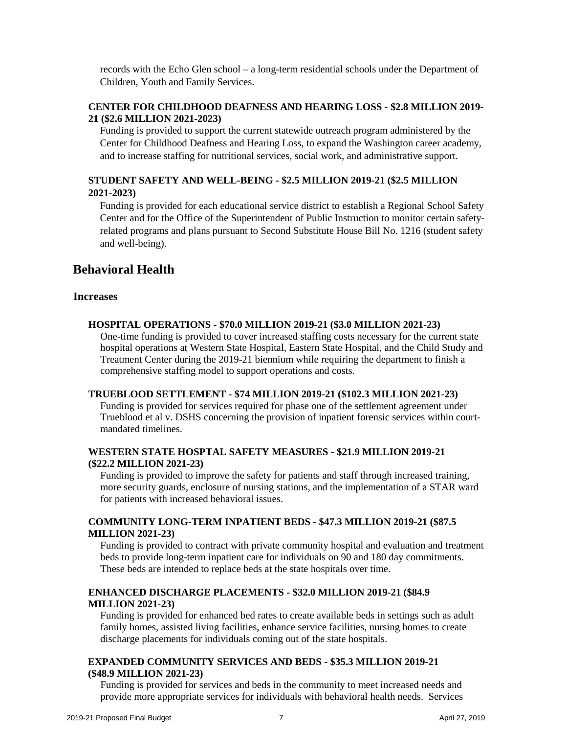records with the Echo Glen school – a long-term residential schools under the Department of Children, Youth and Family Services.

**CENTER FOR CHILDHOOD DEAFNESS AND HEARING LOSS - $2.8 MILLION 2019-21 ($2.6 MILLION 2021-2023)**

Funding is provided to support the current statewide outreach program administered by the Center for Childhood Deafness and Hearing Loss, to expand the Washington career academy, and to increase staffing for nutritional services, social work, and administrative support.

**STUDENT SAFETY AND WELL-BEING - $2.5 MILLION 2019-21 ($2.5 MILLION 2021-2023)**

Funding is provided for each educational service district to establish a Regional School Safety Center and for the Office of the Superintendent of Public Instruction to monitor certain safety-related programs and plans pursuant to Second Substitute House Bill No. 1216 (student safety and well-being).

## Behavioral Health

### Increases

**HOSPITAL OPERATIONS - $70.0 MILLION 2019-21 ($3.0 MILLION 2021-23)**

One-time funding is provided to cover increased staffing costs necessary for the current state hospital operations at Western State Hospital, Eastern State Hospital, and the Child Study and Treatment Center during the 2019-21 biennium while requiring the department to finish a comprehensive staffing model to support operations and costs.

**TRUEBLOOD SETTLEMENT - $74 MILLION 2019-21 ($102.3 MILLION 2021-23)**

Funding is provided for services required for phase one of the settlement agreement under Trueblood et al v. DSHS concerning the provision of inpatient forensic services within court-mandated timelines.

**WESTERN STATE HOSPTAL SAFETY MEASURES - $21.9 MILLION 2019-21 ($22.2 MILLION 2021-23)**

Funding is provided to improve the safety for patients and staff through increased training, more security guards, enclosure of nursing stations, and the implementation of a STAR ward for patients with increased behavioral issues.

**COMMUNITY LONG-TERM INPATIENT BEDS - $47.3 MILLION 2019-21 ($87.5 MILLION 2021-23)**

Funding is provided to contract with private community hospital and evaluation and treatment beds to provide long-term inpatient care for individuals on 90 and 180 day commitments. These beds are intended to replace beds at the state hospitals over time.

**ENHANCED DISCHARGE PLACEMENTS - $32.0 MILLION 2019-21 ($84.9 MILLION 2021-23)**

Funding is provided for enhanced bed rates to create available beds in settings such as adult family homes, assisted living facilities, enhance service facilities, nursing homes to create discharge placements for individuals coming out of the state hospitals.

**EXPANDED COMMUNITY SERVICES AND BEDS - $35.3 MILLION 2019-21 ($48.9 MILLION 2021-23)**

Funding is provided for services and beds in the community to meet increased needs and provide more appropriate services for individuals with behavioral health needs. Services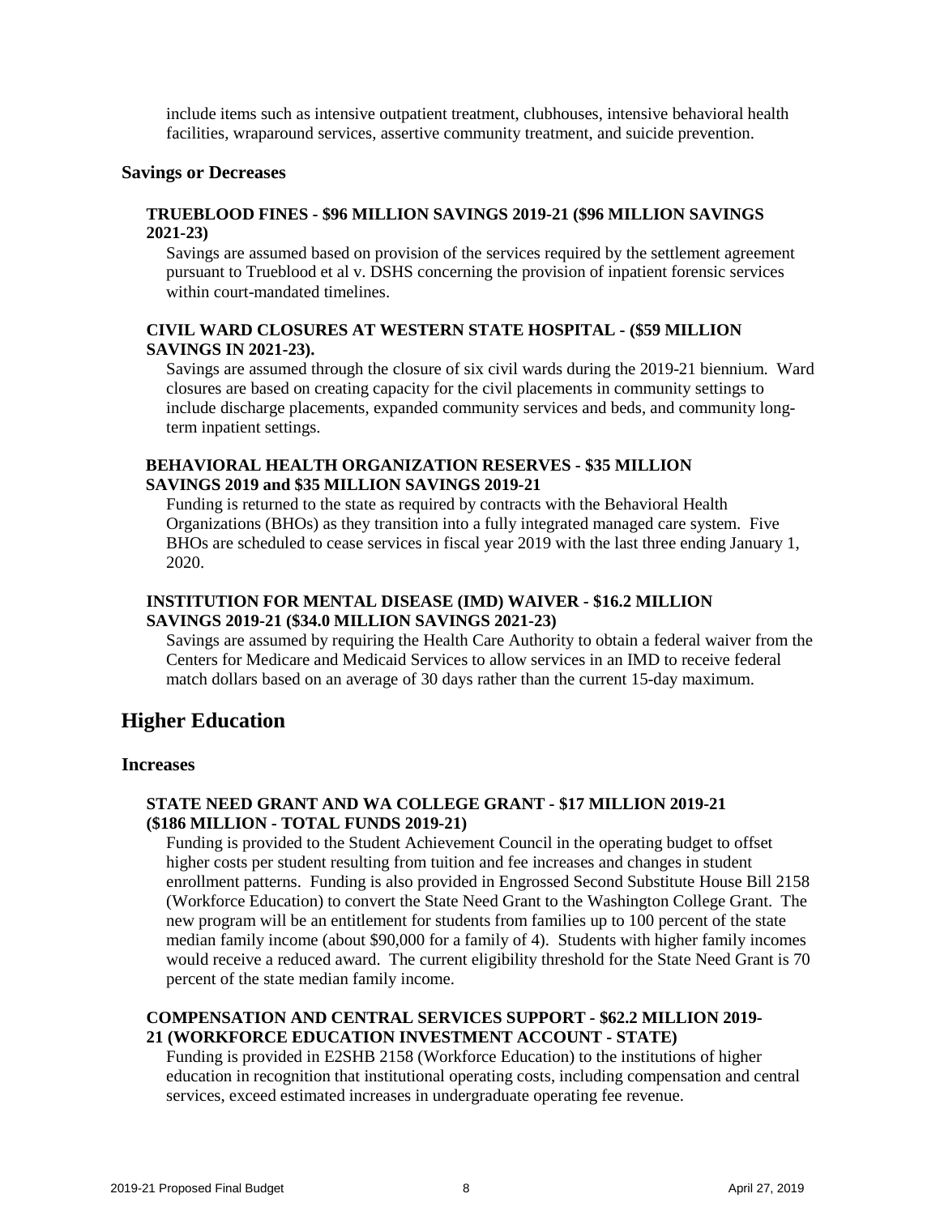include items such as intensive outpatient treatment, clubhouses, intensive behavioral health facilities, wraparound services, assertive community treatment, and suicide prevention.

### Savings or Decreases

**TRUEBLOOD FINES - $96 MILLION SAVINGS 2019-21 ($96 MILLION SAVINGS 2021-23)**

Savings are assumed based on provision of the services required by the settlement agreement pursuant to Trueblood et al v. DSHS concerning the provision of inpatient forensic services within court-mandated timelines.

**CIVIL WARD CLOSURES AT WESTERN STATE HOSPITAL - ($59 MILLION SAVINGS IN 2021-23).**

Savings are assumed through the closure of six civil wards during the 2019-21 biennium. Ward closures are based on creating capacity for the civil placements in community settings to include discharge placements, expanded community services and beds, and community long-term inpatient settings.

**BEHAVIORAL HEALTH ORGANIZATION RESERVES - $35 MILLION SAVINGS 2019 and $35 MILLION SAVINGS 2019-21**

Funding is returned to the state as required by contracts with the Behavioral Health Organizations (BHOs) as they transition into a fully integrated managed care system. Five BHOs are scheduled to cease services in fiscal year 2019 with the last three ending January 1, 2020.

**INSTITUTION FOR MENTAL DISEASE (IMD) WAIVER - $16.2 MILLION SAVINGS 2019-21 ($34.0 MILLION SAVINGS 2021-23)**

Savings are assumed by requiring the Health Care Authority to obtain a federal waiver from the Centers for Medicare and Medicaid Services to allow services in an IMD to receive federal match dollars based on an average of 30 days rather than the current 15-day maximum.

## Higher Education

### Increases

**STATE NEED GRANT AND WA COLLEGE GRANT - $17 MILLION 2019-21 ($186 MILLION - TOTAL FUNDS 2019-21)**

Funding is provided to the Student Achievement Council in the operating budget to offset higher costs per student resulting from tuition and fee increases and changes in student enrollment patterns. Funding is also provided in Engrossed Second Substitute House Bill 2158 (Workforce Education) to convert the State Need Grant to the Washington College Grant. The new program will be an entitlement for students from families up to 100 percent of the state median family income (about $90,000 for a family of 4). Students with higher family incomes would receive a reduced award. The current eligibility threshold for the State Need Grant is 70 percent of the state median family income.

**COMPENSATION AND CENTRAL SERVICES SUPPORT - $62.2 MILLION 2019-21 (WORKFORCE EDUCATION INVESTMENT ACCOUNT - STATE)**

Funding is provided in E2SHB 2158 (Workforce Education) to the institutions of higher education in recognition that institutional operating costs, including compensation and central services, exceed estimated increases in undergraduate operating fee revenue.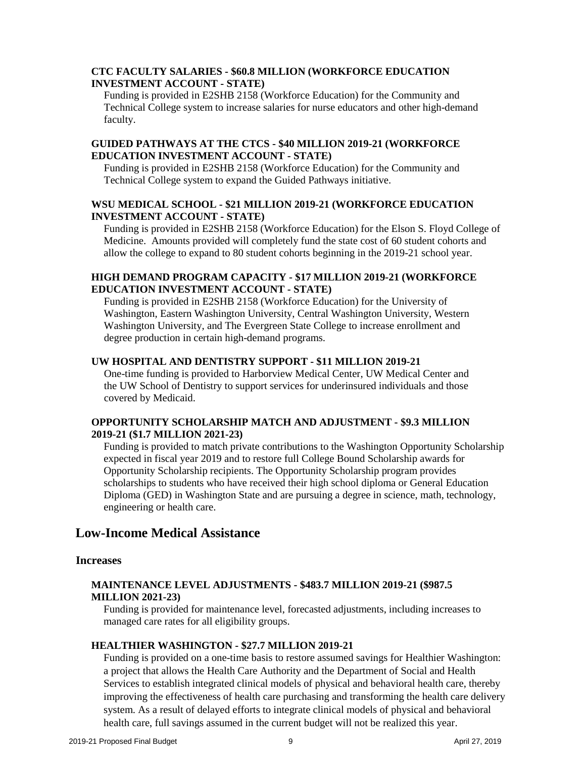**CTC FACULTY SALARIES - $60.8 MILLION (WORKFORCE EDUCATION INVESTMENT ACCOUNT - STATE)**

Funding is provided in E2SHB 2158 (Workforce Education) for the Community and Technical College system to increase salaries for nurse educators and other high-demand faculty.

**GUIDED PATHWAYS AT THE CTCS - $40 MILLION 2019-21 (WORKFORCE EDUCATION INVESTMENT ACCOUNT - STATE)**

Funding is provided in E2SHB 2158 (Workforce Education) for the Community and Technical College system to expand the Guided Pathways initiative.

**WSU MEDICAL SCHOOL - $21 MILLION 2019-21 (WORKFORCE EDUCATION INVESTMENT ACCOUNT - STATE)**

Funding is provided in E2SHB 2158 (Workforce Education) for the Elson S. Floyd College of Medicine. Amounts provided will completely fund the state cost of 60 student cohorts and allow the college to expand to 80 student cohorts beginning in the 2019-21 school year.

**HIGH DEMAND PROGRAM CAPACITY - $17 MILLION 2019-21 (WORKFORCE EDUCATION INVESTMENT ACCOUNT - STATE)**

Funding is provided in E2SHB 2158 (Workforce Education) for the University of Washington, Eastern Washington University, Central Washington University, Western Washington University, and The Evergreen State College to increase enrollment and degree production in certain high-demand programs.

**UW HOSPITAL AND DENTISTRY SUPPORT - $11 MILLION 2019-21**

One-time funding is provided to Harborview Medical Center, UW Medical Center and the UW School of Dentistry to support services for underinsured individuals and those covered by Medicaid.

**OPPORTUNITY SCHOLARSHIP MATCH AND ADJUSTMENT - $9.3 MILLION 2019-21 ($1.7 MILLION 2021-23)**

Funding is provided to match private contributions to the Washington Opportunity Scholarship expected in fiscal year 2019 and to restore full College Bound Scholarship awards for Opportunity Scholarship recipients. The Opportunity Scholarship program provides scholarships to students who have received their high school diploma or General Education Diploma (GED) in Washington State and are pursuing a degree in science, math, technology, engineering or health care.

## Low-Income Medical Assistance

### Increases

**MAINTENANCE LEVEL ADJUSTMENTS - $483.7 MILLION 2019-21 ($987.5 MILLION 2021-23)**

Funding is provided for maintenance level, forecasted adjustments, including increases to managed care rates for all eligibility groups.

**HEALTHIER WASHINGTON - $27.7 MILLION 2019-21**

Funding is provided on a one-time basis to restore assumed savings for Healthier Washington: a project that allows the Health Care Authority and the Department of Social and Health Services to establish integrated clinical models of physical and behavioral health care, thereby improving the effectiveness of health care purchasing and transforming the health care delivery system. As a result of delayed efforts to integrate clinical models of physical and behavioral health care, full savings assumed in the current budget will not be realized this year.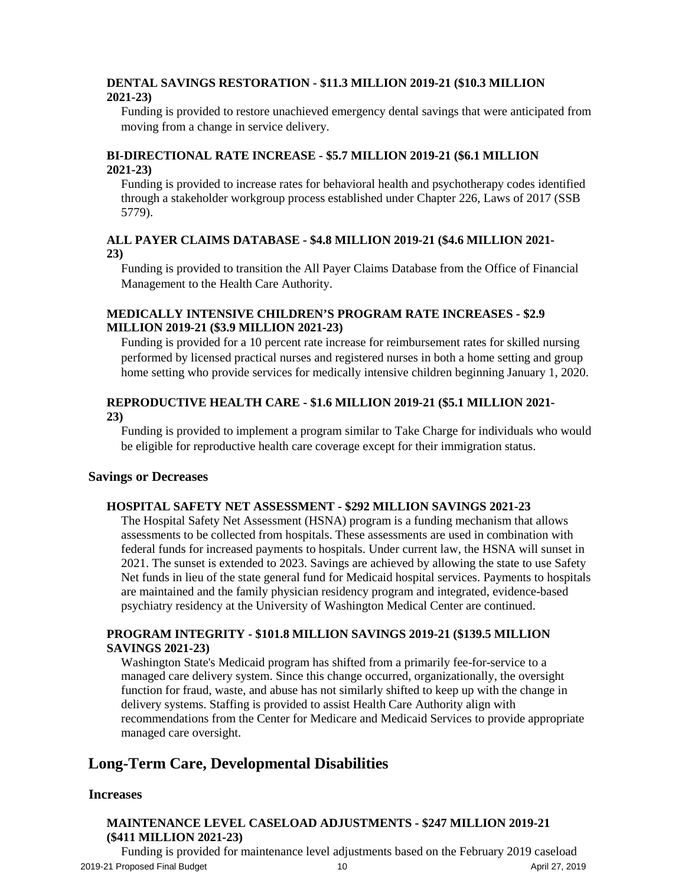#### DENTAL SAVINGS RESTORATION - $11.3 MILLION 2019-21 ($10.3 MILLION 2021-23)

Funding is provided to restore unachieved emergency dental savings that were anticipated from moving from a change in service delivery.

#### BI-DIRECTIONAL RATE INCREASE - $5.7 MILLION 2019-21 ($6.1 MILLION 2021-23)

Funding is provided to increase rates for behavioral health and psychotherapy codes identified through a stakeholder workgroup process established under Chapter 226, Laws of 2017 (SSB 5779).

#### ALL PAYER CLAIMS DATABASE - $4.8 MILLION 2019-21 ($4.6 MILLION 2021-23)

Funding is provided to transition the All Payer Claims Database from the Office of Financial Management to the Health Care Authority.

#### MEDICALLY INTENSIVE CHILDREN'S PROGRAM RATE INCREASES - $2.9 MILLION 2019-21 ($3.9 MILLION 2021-23)

Funding is provided for a 10 percent rate increase for reimbursement rates for skilled nursing performed by licensed practical nurses and registered nurses in both a home setting and group home setting who provide services for medically intensive children beginning January 1, 2020.

#### REPRODUCTIVE HEALTH CARE - $1.6 MILLION 2019-21 ($5.1 MILLION 2021-23)

Funding is provided to implement a program similar to Take Charge for individuals who would be eligible for reproductive health care coverage except for their immigration status.

### Savings or Decreases

#### HOSPITAL SAFETY NET ASSESSMENT - $292 MILLION SAVINGS 2021-23

The Hospital Safety Net Assessment (HSNA) program is a funding mechanism that allows assessments to be collected from hospitals. These assessments are used in combination with federal funds for increased payments to hospitals. Under current law, the HSNA will sunset in 2021. The sunset is extended to 2023. Savings are achieved by allowing the state to use Safety Net funds in lieu of the state general fund for Medicaid hospital services. Payments to hospitals are maintained and the family physician residency program and integrated, evidence-based psychiatry residency at the University of Washington Medical Center are continued.

#### PROGRAM INTEGRITY - $101.8 MILLION SAVINGS 2019-21 ($139.5 MILLION SAVINGS 2021-23)

Washington State's Medicaid program has shifted from a primarily fee-for-service to a managed care delivery system. Since this change occurred, organizationally, the oversight function for fraud, waste, and abuse has not similarly shifted to keep up with the change in delivery systems. Staffing is provided to assist Health Care Authority align with recommendations from the Center for Medicare and Medicaid Services to provide appropriate managed care oversight.

## Long-Term Care, Developmental Disabilities

### Increases

#### MAINTENANCE LEVEL CASELOAD ADJUSTMENTS - $247 MILLION 2019-21 ($411 MILLION 2021-23)

Funding is provided for maintenance level adjustments based on the February 2019 caseload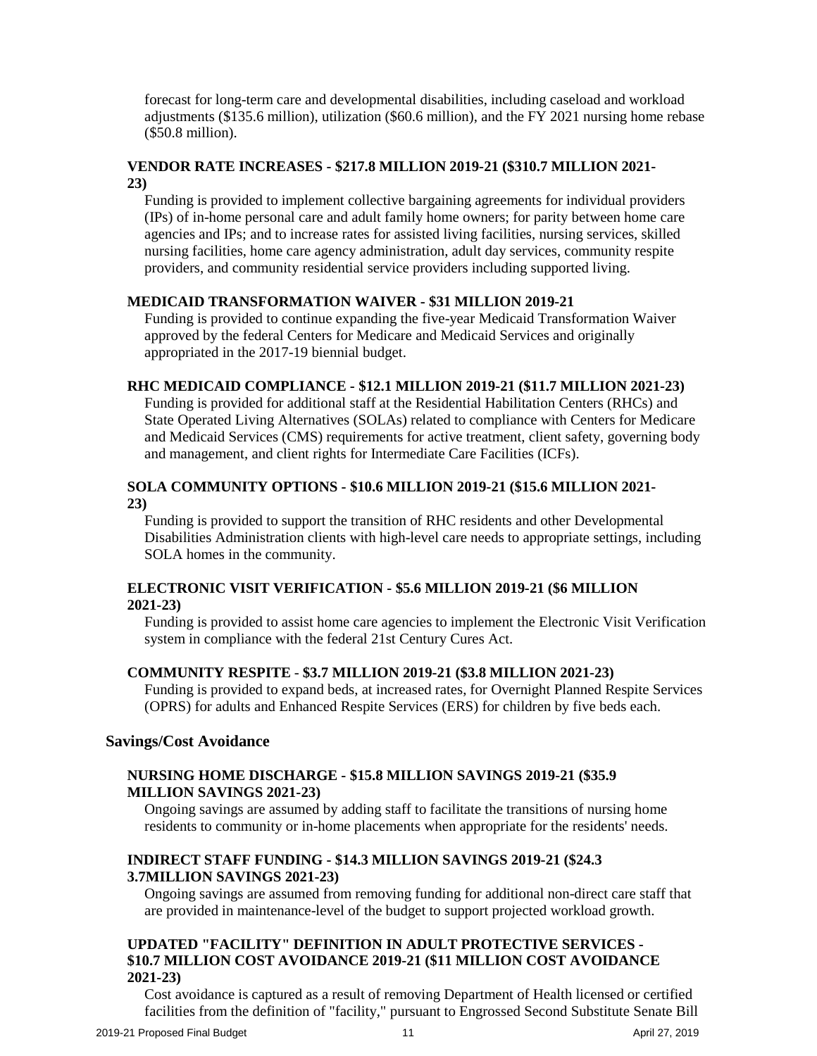forecast for long-term care and developmental disabilities, including caseload and workload adjustments ($135.6 million), utilization ($60.6 million), and the FY 2021 nursing home rebase ($50.8 million).

**VENDOR RATE INCREASES - $217.8 MILLION 2019-21 ($310.7 MILLION 2021-23)**

Funding is provided to implement collective bargaining agreements for individual providers (IPs) of in-home personal care and adult family home owners; for parity between home care agencies and IPs; and to increase rates for assisted living facilities, nursing services, skilled nursing facilities, home care agency administration, adult day services, community respite providers, and community residential service providers including supported living.

**MEDICAID TRANSFORMATION WAIVER - $31 MILLION 2019-21**

Funding is provided to continue expanding the five-year Medicaid Transformation Waiver approved by the federal Centers for Medicare and Medicaid Services and originally appropriated in the 2017-19 biennial budget.

**RHC MEDICAID COMPLIANCE - $12.1 MILLION 2019-21 ($11.7 MILLION 2021-23)**

Funding is provided for additional staff at the Residential Habilitation Centers (RHCs) and State Operated Living Alternatives (SOLAs) related to compliance with Centers for Medicare and Medicaid Services (CMS) requirements for active treatment, client safety, governing body and management, and client rights for Intermediate Care Facilities (ICFs).

**SOLA COMMUNITY OPTIONS - $10.6 MILLION 2019-21 ($15.6 MILLION 2021-23)**

Funding is provided to support the transition of RHC residents and other Developmental Disabilities Administration clients with high-level care needs to appropriate settings, including SOLA homes in the community.

**ELECTRONIC VISIT VERIFICATION - $5.6 MILLION 2019-21 ($6 MILLION 2021-23)**

Funding is provided to assist home care agencies to implement the Electronic Visit Verification system in compliance with the federal 21st Century Cures Act.

**COMMUNITY RESPITE - $3.7 MILLION 2019-21 ($3.8 MILLION 2021-23)**

Funding is provided to expand beds, at increased rates, for Overnight Planned Respite Services (OPRS) for adults and Enhanced Respite Services (ERS) for children by five beds each.

## Savings/Cost Avoidance

**NURSING HOME DISCHARGE - $15.8 MILLION SAVINGS 2019-21 ($35.9 MILLION SAVINGS 2021-23)**

Ongoing savings are assumed by adding staff to facilitate the transitions of nursing home residents to community or in-home placements when appropriate for the residents' needs.

**INDIRECT STAFF FUNDING - $14.3 MILLION SAVINGS 2019-21 ($24.3 3.7MILLION SAVINGS 2021-23)**

Ongoing savings are assumed from removing funding for additional non-direct care staff that are provided in maintenance-level of the budget to support projected workload growth.

**UPDATED "FACILITY" DEFINITION IN ADULT PROTECTIVE SERVICES - $10.7 MILLION COST AVOIDANCE 2019-21 ($11 MILLION COST AVOIDANCE 2021-23)**

Cost avoidance is captured as a result of removing Department of Health licensed or certified facilities from the definition of "facility," pursuant to Engrossed Second Substitute Senate Bill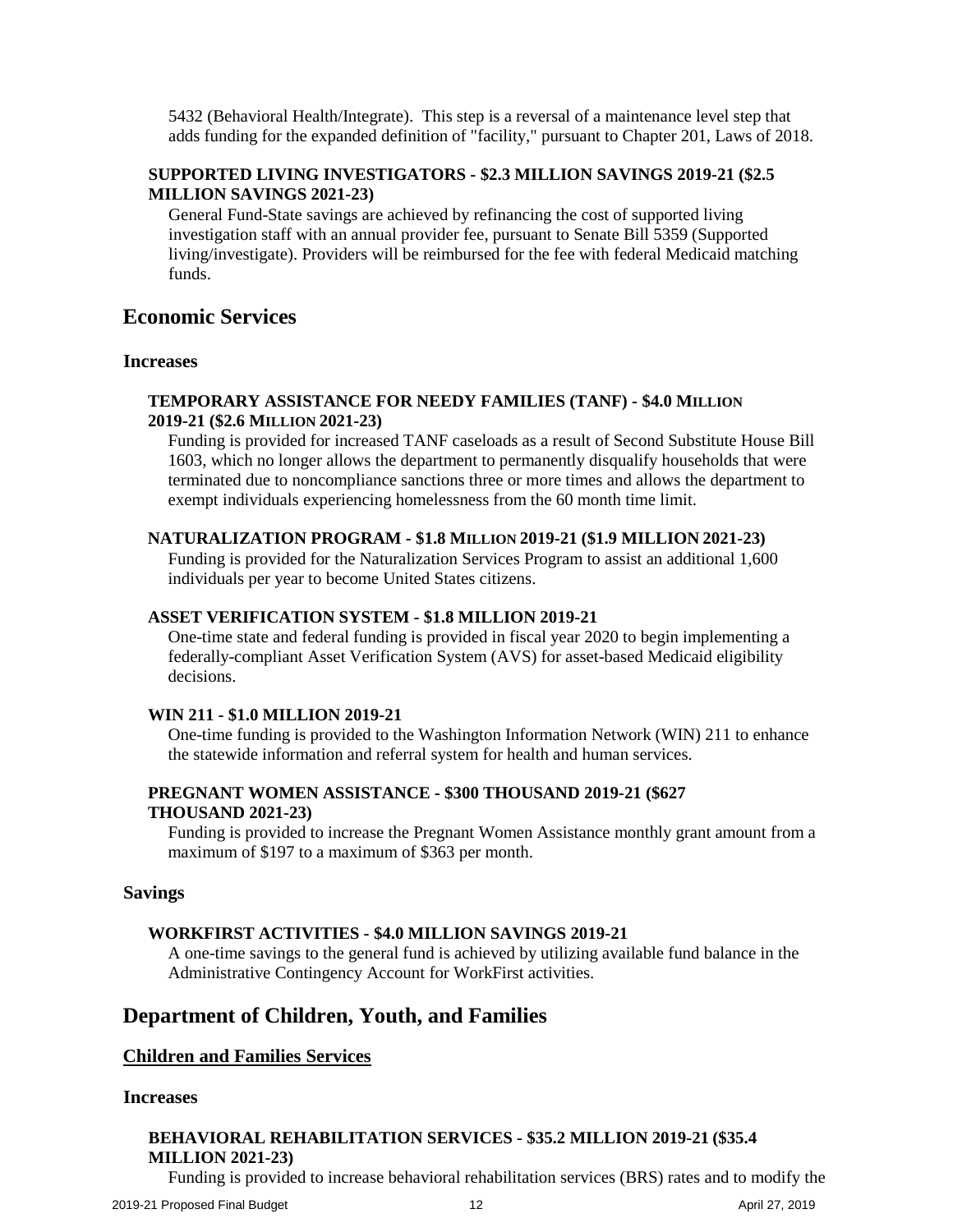5432 (Behavioral Health/Integrate). This step is a reversal of a maintenance level step that adds funding for the expanded definition of "facility," pursuant to Chapter 201, Laws of 2018.

**SUPPORTED LIVING INVESTIGATORS - $2.3 MILLION SAVINGS 2019-21 ($2.5 MILLION SAVINGS 2021-23)**

General Fund-State savings are achieved by refinancing the cost of supported living investigation staff with an annual provider fee, pursuant to Senate Bill 5359 (Supported living/investigate). Providers will be reimbursed for the fee with federal Medicaid matching funds.

## Economic Services

### Increases

**TEMPORARY ASSISTANCE FOR NEEDY FAMILIES (TANF) - $4.0 MILLION 2019-21 ($2.6 MILLION 2021-23)**

Funding is provided for increased TANF caseloads as a result of Second Substitute House Bill 1603, which no longer allows the department to permanently disqualify households that were terminated due to noncompliance sanctions three or more times and allows the department to exempt individuals experiencing homelessness from the 60 month time limit.

**NATURALIZATION PROGRAM - $1.8 MILLION 2019-21 ($1.9 MILLION 2021-23)**

Funding is provided for the Naturalization Services Program to assist an additional 1,600 individuals per year to become United States citizens.

**ASSET VERIFICATION SYSTEM - $1.8 MILLION 2019-21**

One-time state and federal funding is provided in fiscal year 2020 to begin implementing a federally-compliant Asset Verification System (AVS) for asset-based Medicaid eligibility decisions.

**WIN 211 - $1.0 MILLION 2019-21**

One-time funding is provided to the Washington Information Network (WIN) 211 to enhance the statewide information and referral system for health and human services.

**PREGNANT WOMEN ASSISTANCE - $300 THOUSAND 2019-21 ($627 THOUSAND 2021-23)**

Funding is provided to increase the Pregnant Women Assistance monthly grant amount from a maximum of $197 to a maximum of $363 per month.

### Savings

**WORKFIRST ACTIVITIES - $4.0 MILLION SAVINGS 2019-21**

A one-time savings to the general fund is achieved by utilizing available fund balance in the Administrative Contingency Account for WorkFirst activities.

## Department of Children, Youth, and Families

### Children and Families Services

### Increases

**BEHAVIORAL REHABILITATION SERVICES - $35.2 MILLION 2019-21 ($35.4 MILLION 2021-23)**

Funding is provided to increase behavioral rehabilitation services (BRS) rates and to modify the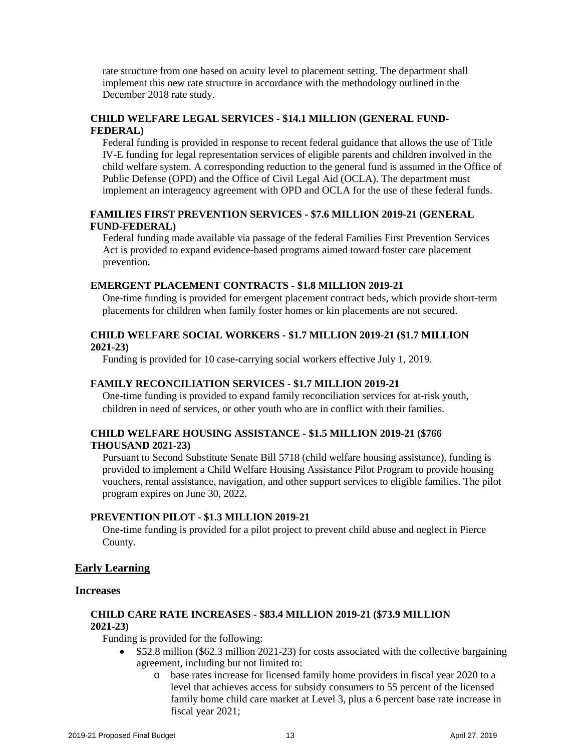rate structure from one based on acuity level to placement setting. The department shall implement this new rate structure in accordance with the methodology outlined in the December 2018 rate study.

**CHILD WELFARE LEGAL SERVICES - $14.1 MILLION (GENERAL FUND-FEDERAL)**

Federal funding is provided in response to recent federal guidance that allows the use of Title IV-E funding for legal representation services of eligible parents and children involved in the child welfare system. A corresponding reduction to the general fund is assumed in the Office of Public Defense (OPD) and the Office of Civil Legal Aid (OCLA). The department must implement an interagency agreement with OPD and OCLA for the use of these federal funds.

**FAMILIES FIRST PREVENTION SERVICES - $7.6 MILLION 2019-21 (GENERAL FUND-FEDERAL)**

Federal funding made available via passage of the federal Families First Prevention Services Act is provided to expand evidence-based programs aimed toward foster care placement prevention.

**EMERGENT PLACEMENT CONTRACTS - $1.8 MILLION 2019-21**

One-time funding is provided for emergent placement contract beds, which provide short-term placements for children when family foster homes or kin placements are not secured.

**CHILD WELFARE SOCIAL WORKERS - $1.7 MILLION 2019-21 ($1.7 MILLION 2021-23)**

Funding is provided for 10 case-carrying social workers effective July 1, 2019.

**FAMILY RECONCILIATION SERVICES - $1.7 MILLION 2019-21**

One-time funding is provided to expand family reconciliation services for at-risk youth, children in need of services, or other youth who are in conflict with their families.

**CHILD WELFARE HOUSING ASSISTANCE - $1.5 MILLION 2019-21 ($766 THOUSAND 2021-23)**

Pursuant to Second Substitute Senate Bill 5718 (child welfare housing assistance), funding is provided to implement a Child Welfare Housing Assistance Pilot Program to provide housing vouchers, rental assistance, navigation, and other support services to eligible families. The pilot program expires on June 30, 2022.

**PREVENTION PILOT - $1.3 MILLION 2019-21**

One-time funding is provided for a pilot project to prevent child abuse and neglect in Pierce County.

## Early Learning

### Increases

**CHILD CARE RATE INCREASES - $83.4 MILLION 2019-21 ($73.9 MILLION 2021-23)**

Funding is provided for the following:

- $52.8 million ($62.3 million 2021-23) for costs associated with the collective bargaining agreement, including but not limited to:
  - base rates increase for licensed family home providers in fiscal year 2020 to a level that achieves access for subsidy consumers to 55 percent of the licensed family home child care market at Level 3, plus a 6 percent base rate increase in fiscal year 2021;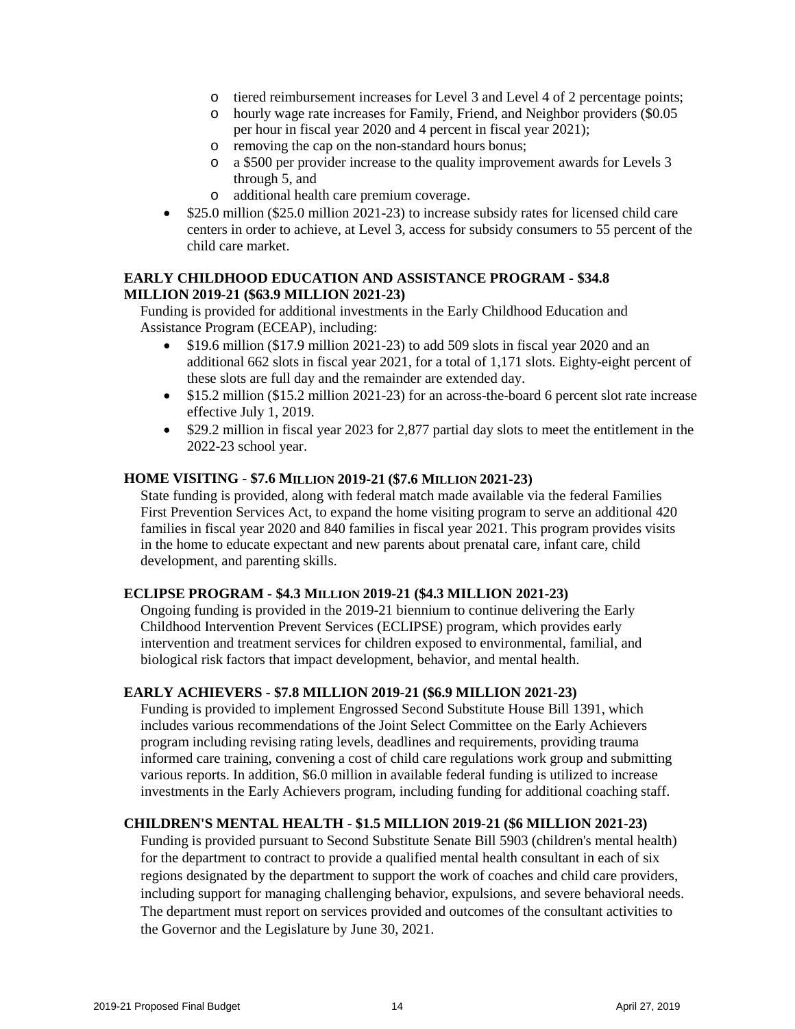- tiered reimbursement increases for Level 3 and Level 4 of 2 percentage points;
  - hourly wage rate increases for Family, Friend, and Neighbor providers ($0.05 per hour in fiscal year 2020 and 4 percent in fiscal year 2021);
  - removing the cap on the non-standard hours bonus;
  - a $500 per provider increase to the quality improvement awards for Levels 3 through 5, and
  - additional health care premium coverage.
- $25.0 million ($25.0 million 2021-23) to increase subsidy rates for licensed child care centers in order to achieve, at Level 3, access for subsidy consumers to 55 percent of the child care market.

**EARLY CHILDHOOD EDUCATION AND ASSISTANCE PROGRAM - $34.8 MILLION 2019-21 ($63.9 MILLION 2021-23)**

Funding is provided for additional investments in the Early Childhood Education and Assistance Program (ECEAP), including:

- $19.6 million ($17.9 million 2021-23) to add 509 slots in fiscal year 2020 and an additional 662 slots in fiscal year 2021, for a total of 1,171 slots. Eighty-eight percent of these slots are full day and the remainder are extended day.
- $15.2 million ($15.2 million 2021-23) for an across-the-board 6 percent slot rate increase effective July 1, 2019.
- $29.2 million in fiscal year 2023 for 2,877 partial day slots to meet the entitlement in the 2022-23 school year.

**HOME VISITING - $7.6 MILLION 2019-21 ($7.6 MILLION 2021-23)**

State funding is provided, along with federal match made available via the federal Families First Prevention Services Act, to expand the home visiting program to serve an additional 420 families in fiscal year 2020 and 840 families in fiscal year 2021. This program provides visits in the home to educate expectant and new parents about prenatal care, infant care, child development, and parenting skills.

**ECLIPSE PROGRAM - $4.3 MILLION 2019-21 ($4.3 MILLION 2021-23)**

Ongoing funding is provided in the 2019-21 biennium to continue delivering the Early Childhood Intervention Prevent Services (ECLIPSE) program, which provides early intervention and treatment services for children exposed to environmental, familial, and biological risk factors that impact development, behavior, and mental health.

**EARLY ACHIEVERS - $7.8 MILLION 2019-21 ($6.9 MILLION 2021-23)**

Funding is provided to implement Engrossed Second Substitute House Bill 1391, which includes various recommendations of the Joint Select Committee on the Early Achievers program including revising rating levels, deadlines and requirements, providing trauma informed care training, convening a cost of child care regulations work group and submitting various reports. In addition, $6.0 million in available federal funding is utilized to increase investments in the Early Achievers program, including funding for additional coaching staff.

**CHILDREN'S MENTAL HEALTH - $1.5 MILLION 2019-21 ($6 MILLION 2021-23)**

Funding is provided pursuant to Second Substitute Senate Bill 5903 (children's mental health) for the department to contract to provide a qualified mental health consultant in each of six regions designated by the department to support the work of coaches and child care providers, including support for managing challenging behavior, expulsions, and severe behavioral needs. The department must report on services provided and outcomes of the consultant activities to the Governor and the Legislature by June 30, 2021.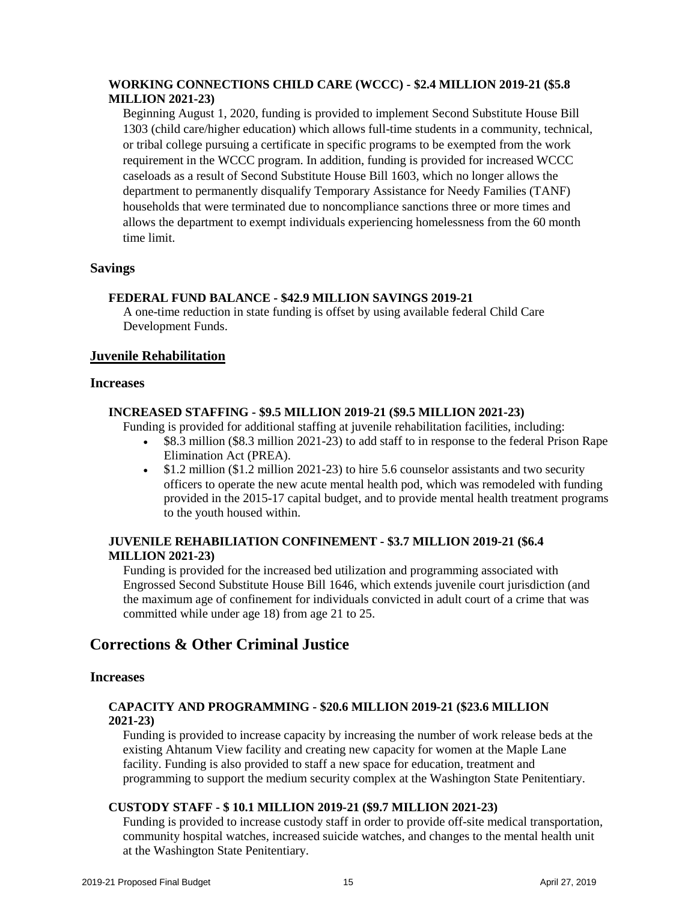**WORKING CONNECTIONS CHILD CARE (WCCC) - $2.4 MILLION 2019-21 ($5.8 MILLION 2021-23)**

Beginning August 1, 2020, funding is provided to implement Second Substitute House Bill 1303 (child care/higher education) which allows full-time students in a community, technical, or tribal college pursuing a certificate in specific programs to be exempted from the work requirement in the WCCC program. In addition, funding is provided for increased WCCC caseloads as a result of Second Substitute House Bill 1603, which no longer allows the department to permanently disqualify Temporary Assistance for Needy Families (TANF) households that were terminated due to noncompliance sanctions three or more times and allows the department to exempt individuals experiencing homelessness from the 60 month time limit.

### Savings

**FEDERAL FUND BALANCE - $42.9 MILLION SAVINGS 2019-21**

A one-time reduction in state funding is offset by using available federal Child Care Development Funds.

## Juvenile Rehabilitation

### Increases

**INCREASED STAFFING - $9.5 MILLION 2019-21 ($9.5 MILLION 2021-23)**

Funding is provided for additional staffing at juvenile rehabilitation facilities, including:

- $8.3 million ($8.3 million 2021-23) to add staff to in response to the federal Prison Rape Elimination Act (PREA).
- $1.2 million ($1.2 million 2021-23) to hire 5.6 counselor assistants and two security officers to operate the new acute mental health pod, which was remodeled with funding provided in the 2015-17 capital budget, and to provide mental health treatment programs to the youth housed within.

**JUVENILE REHABILIATION CONFINEMENT - $3.7 MILLION 2019-21 ($6.4 MILLION 2021-23)**

Funding is provided for the increased bed utilization and programming associated with Engrossed Second Substitute House Bill 1646, which extends juvenile court jurisdiction (and the maximum age of confinement for individuals convicted in adult court of a crime that was committed while under age 18) from age 21 to 25.

# Corrections & Other Criminal Justice

### Increases

**CAPACITY AND PROGRAMMING - $20.6 MILLION 2019-21 ($23.6 MILLION 2021-23)**

Funding is provided to increase capacity by increasing the number of work release beds at the existing Ahtanum View facility and creating new capacity for women at the Maple Lane facility. Funding is also provided to staff a new space for education, treatment and programming to support the medium security complex at the Washington State Penitentiary.

**CUSTODY STAFF - $ 10.1 MILLION 2019-21 ($9.7 MILLION 2021-23)**

Funding is provided to increase custody staff in order to provide off-site medical transportation, community hospital watches, increased suicide watches, and changes to the mental health unit at the Washington State Penitentiary.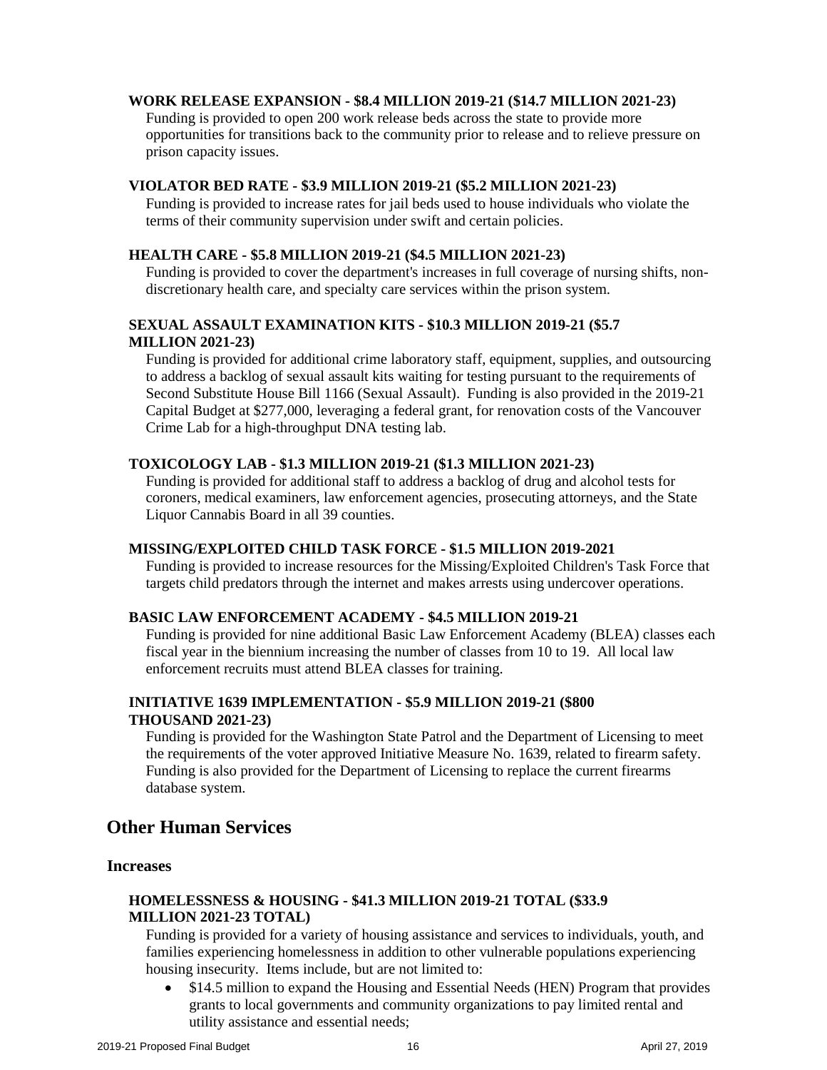**WORK RELEASE EXPANSION - $8.4 MILLION 2019-21 ($14.7 MILLION 2021-23)**

Funding is provided to open 200 work release beds across the state to provide more opportunities for transitions back to the community prior to release and to relieve pressure on prison capacity issues.

**VIOLATOR BED RATE - $3.9 MILLION 2019-21 ($5.2 MILLION 2021-23)**

Funding is provided to increase rates for jail beds used to house individuals who violate the terms of their community supervision under swift and certain policies.

**HEALTH CARE - $5.8 MILLION 2019-21 ($4.5 MILLION 2021-23)**

Funding is provided to cover the department's increases in full coverage of nursing shifts, non-discretionary health care, and specialty care services within the prison system.

**SEXUAL ASSAULT EXAMINATION KITS - $10.3 MILLION 2019-21 ($5.7 MILLION 2021-23)**

Funding is provided for additional crime laboratory staff, equipment, supplies, and outsourcing to address a backlog of sexual assault kits waiting for testing pursuant to the requirements of Second Substitute House Bill 1166 (Sexual Assault). Funding is also provided in the 2019-21 Capital Budget at $277,000, leveraging a federal grant, for renovation costs of the Vancouver Crime Lab for a high-throughput DNA testing lab.

**TOXICOLOGY LAB - $1.3 MILLION 2019-21 ($1.3 MILLION 2021-23)**

Funding is provided for additional staff to address a backlog of drug and alcohol tests for coroners, medical examiners, law enforcement agencies, prosecuting attorneys, and the State Liquor Cannabis Board in all 39 counties.

**MISSING/EXPLOITED CHILD TASK FORCE - $1.5 MILLION 2019-2021**

Funding is provided to increase resources for the Missing/Exploited Children's Task Force that targets child predators through the internet and makes arrests using undercover operations.

**BASIC LAW ENFORCEMENT ACADEMY - $4.5 MILLION 2019-21**

Funding is provided for nine additional Basic Law Enforcement Academy (BLEA) classes each fiscal year in the biennium increasing the number of classes from 10 to 19. All local law enforcement recruits must attend BLEA classes for training.

**INITIATIVE 1639 IMPLEMENTATION - $5.9 MILLION 2019-21 ($800 THOUSAND 2021-23)**

Funding is provided for the Washington State Patrol and the Department of Licensing to meet the requirements of the voter approved Initiative Measure No. 1639, related to firearm safety. Funding is also provided for the Department of Licensing to replace the current firearms database system.

## Other Human Services

### Increases

**HOMELESSNESS & HOUSING - $41.3 MILLION 2019-21 TOTAL ($33.9 MILLION 2021-23 TOTAL)**

Funding is provided for a variety of housing assistance and services to individuals, youth, and families experiencing homelessness in addition to other vulnerable populations experiencing housing insecurity. Items include, but are not limited to:

- $14.5 million to expand the Housing and Essential Needs (HEN) Program that provides grants to local governments and community organizations to pay limited rental and utility assistance and essential needs;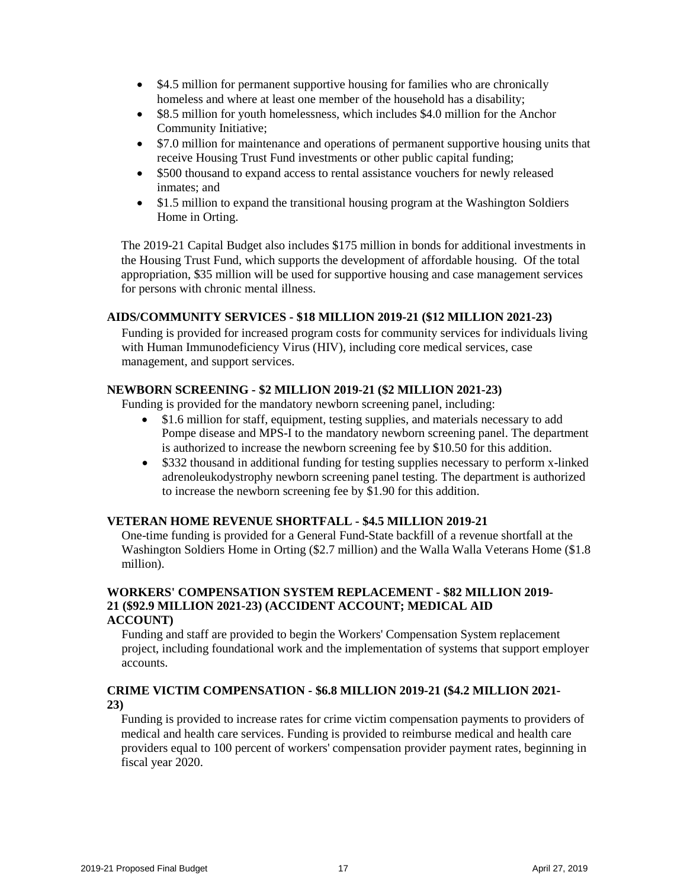- $4.5 million for permanent supportive housing for families who are chronically homeless and where at least one member of the household has a disability;
- $8.5 million for youth homelessness, which includes $4.0 million for the Anchor Community Initiative;
- $7.0 million for maintenance and operations of permanent supportive housing units that receive Housing Trust Fund investments or other public capital funding;
- $500 thousand to expand access to rental assistance vouchers for newly released inmates; and
- $1.5 million to expand the transitional housing program at the Washington Soldiers Home in Orting.

The 2019-21 Capital Budget also includes $175 million in bonds for additional investments in the Housing Trust Fund, which supports the development of affordable housing. Of the total appropriation, $35 million will be used for supportive housing and case management services for persons with chronic mental illness.

**AIDS/COMMUNITY SERVICES - $18 MILLION 2019-21 ($12 MILLION 2021-23)**

Funding is provided for increased program costs for community services for individuals living with Human Immunodeficiency Virus (HIV), including core medical services, case management, and support services.

**NEWBORN SCREENING - $2 MILLION 2019-21 ($2 MILLION 2021-23)**

Funding is provided for the mandatory newborn screening panel, including:

- $1.6 million for staff, equipment, testing supplies, and materials necessary to add Pompe disease and MPS-I to the mandatory newborn screening panel. The department is authorized to increase the newborn screening fee by $10.50 for this addition.
- $332 thousand in additional funding for testing supplies necessary to perform x-linked adrenoleukodystrophy newborn screening panel testing. The department is authorized to increase the newborn screening fee by $1.90 for this addition.

**VETERAN HOME REVENUE SHORTFALL - $4.5 MILLION 2019-21**

One-time funding is provided for a General Fund-State backfill of a revenue shortfall at the Washington Soldiers Home in Orting ($2.7 million) and the Walla Walla Veterans Home ($1.8 million).

**WORKERS' COMPENSATION SYSTEM REPLACEMENT - $82 MILLION 2019-21 ($92.9 MILLION 2021-23) (ACCIDENT ACCOUNT; MEDICAL AID ACCOUNT)**

Funding and staff are provided to begin the Workers' Compensation System replacement project, including foundational work and the implementation of systems that support employer accounts.

**CRIME VICTIM COMPENSATION - $6.8 MILLION 2019-21 ($4.2 MILLION 2021-23)**

Funding is provided to increase rates for crime victim compensation payments to providers of medical and health care services. Funding is provided to reimburse medical and health care providers equal to 100 percent of workers' compensation provider payment rates, beginning in fiscal year 2020.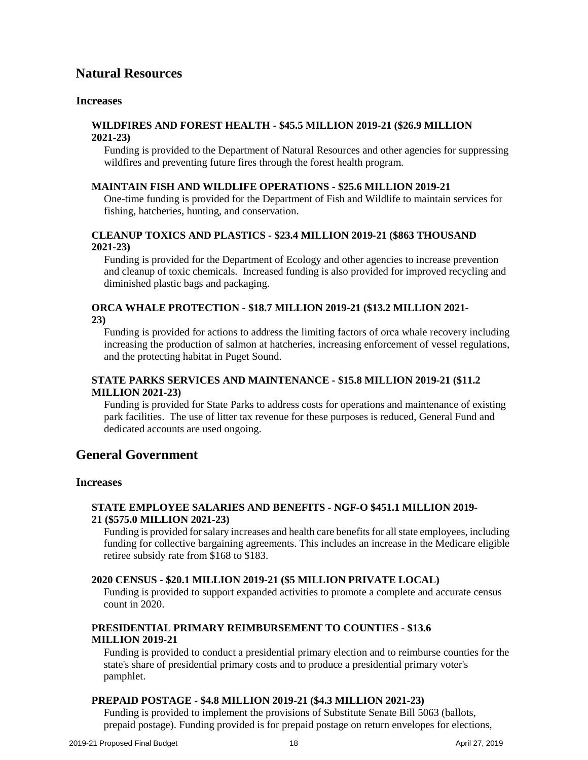## Natural Resources

### Increases

**WILDFIRES AND FOREST HEALTH - $45.5 MILLION 2019-21 ($26.9 MILLION 2021-23)**

Funding is provided to the Department of Natural Resources and other agencies for suppressing wildfires and preventing future fires through the forest health program.

**MAINTAIN FISH AND WILDLIFE OPERATIONS - $25.6 MILLION 2019-21**

One-time funding is provided for the Department of Fish and Wildlife to maintain services for fishing, hatcheries, hunting, and conservation.

**CLEANUP TOXICS AND PLASTICS - $23.4 MILLION 2019-21 ($863 THOUSAND 2021-23)**

Funding is provided for the Department of Ecology and other agencies to increase prevention and cleanup of toxic chemicals. Increased funding is also provided for improved recycling and diminished plastic bags and packaging.

**ORCA WHALE PROTECTION - $18.7 MILLION 2019-21 ($13.2 MILLION 2021-23)**

Funding is provided for actions to address the limiting factors of orca whale recovery including increasing the production of salmon at hatcheries, increasing enforcement of vessel regulations, and the protecting habitat in Puget Sound.

**STATE PARKS SERVICES AND MAINTENANCE - $15.8 MILLION 2019-21 ($11.2 MILLION 2021-23)**

Funding is provided for State Parks to address costs for operations and maintenance of existing park facilities. The use of litter tax revenue for these purposes is reduced, General Fund and dedicated accounts are used ongoing.

## General Government

### Increases

**STATE EMPLOYEE SALARIES AND BENEFITS - NGF-O $451.1 MILLION 2019-21 ($575.0 MILLION 2021-23)**

Funding is provided for salary increases and health care benefits for all state employees, including funding for collective bargaining agreements. This includes an increase in the Medicare eligible retiree subsidy rate from $168 to $183.

**2020 CENSUS - $20.1 MILLION 2019-21 ($5 MILLION PRIVATE LOCAL)**

Funding is provided to support expanded activities to promote a complete and accurate census count in 2020.

**PRESIDENTIAL PRIMARY REIMBURSEMENT TO COUNTIES - $13.6 MILLION 2019-21**

Funding is provided to conduct a presidential primary election and to reimburse counties for the state's share of presidential primary costs and to produce a presidential primary voter's pamphlet.

**PREPAID POSTAGE - $4.8 MILLION 2019-21 ($4.3 MILLION 2021-23)**

Funding is provided to implement the provisions of Substitute Senate Bill 5063 (ballots, prepaid postage). Funding provided is for prepaid postage on return envelopes for elections,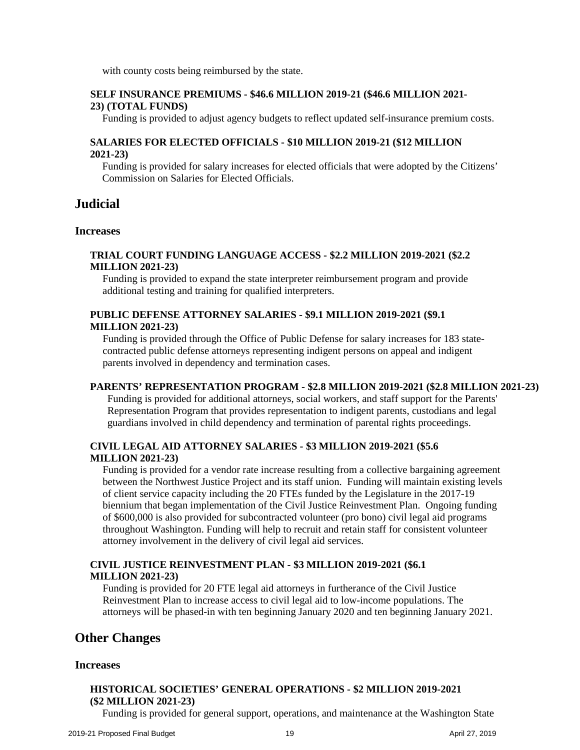with county costs being reimbursed by the state.

**SELF INSURANCE PREMIUMS - $46.6 MILLION 2019-21 ($46.6 MILLION 2021-23) (TOTAL FUNDS)**

Funding is provided to adjust agency budgets to reflect updated self-insurance premium costs.

**SALARIES FOR ELECTED OFFICIALS - $10 MILLION 2019-21 ($12 MILLION 2021-23)**

Funding is provided for salary increases for elected officials that were adopted by the Citizens' Commission on Salaries for Elected Officials.

## Judicial

### Increases

**TRIAL COURT FUNDING LANGUAGE ACCESS - $2.2 MILLION 2019-2021 ($2.2 MILLION 2021-23)**

Funding is provided to expand the state interpreter reimbursement program and provide additional testing and training for qualified interpreters.

**PUBLIC DEFENSE ATTORNEY SALARIES - $9.1 MILLION 2019-2021 ($9.1 MILLION 2021-23)**

Funding is provided through the Office of Public Defense for salary increases for 183 state-contracted public defense attorneys representing indigent persons on appeal and indigent parents involved in dependency and termination cases.

**PARENTS' REPRESENTATION PROGRAM - $2.8 MILLION 2019-2021 ($2.8 MILLION 2021-23)**

Funding is provided for additional attorneys, social workers, and staff support for the Parents' Representation Program that provides representation to indigent parents, custodians and legal guardians involved in child dependency and termination of parental rights proceedings.

**CIVIL LEGAL AID ATTORNEY SALARIES - $3 MILLION 2019-2021 ($5.6 MILLION 2021-23)**

Funding is provided for a vendor rate increase resulting from a collective bargaining agreement between the Northwest Justice Project and its staff union. Funding will maintain existing levels of client service capacity including the 20 FTEs funded by the Legislature in the 2017-19 biennium that began implementation of the Civil Justice Reinvestment Plan. Ongoing funding of $600,000 is also provided for subcontracted volunteer (pro bono) civil legal aid programs throughout Washington. Funding will help to recruit and retain staff for consistent volunteer attorney involvement in the delivery of civil legal aid services.

**CIVIL JUSTICE REINVESTMENT PLAN - $3 MILLION 2019-2021 ($6.1 MILLION 2021-23)**

Funding is provided for 20 FTE legal aid attorneys in furtherance of the Civil Justice Reinvestment Plan to increase access to civil legal aid to low-income populations. The attorneys will be phased-in with ten beginning January 2020 and ten beginning January 2021.

## Other Changes

### Increases

**HISTORICAL SOCIETIES' GENERAL OPERATIONS - $2 MILLION 2019-2021 ($2 MILLION 2021-23)**

Funding is provided for general support, operations, and maintenance at the Washington State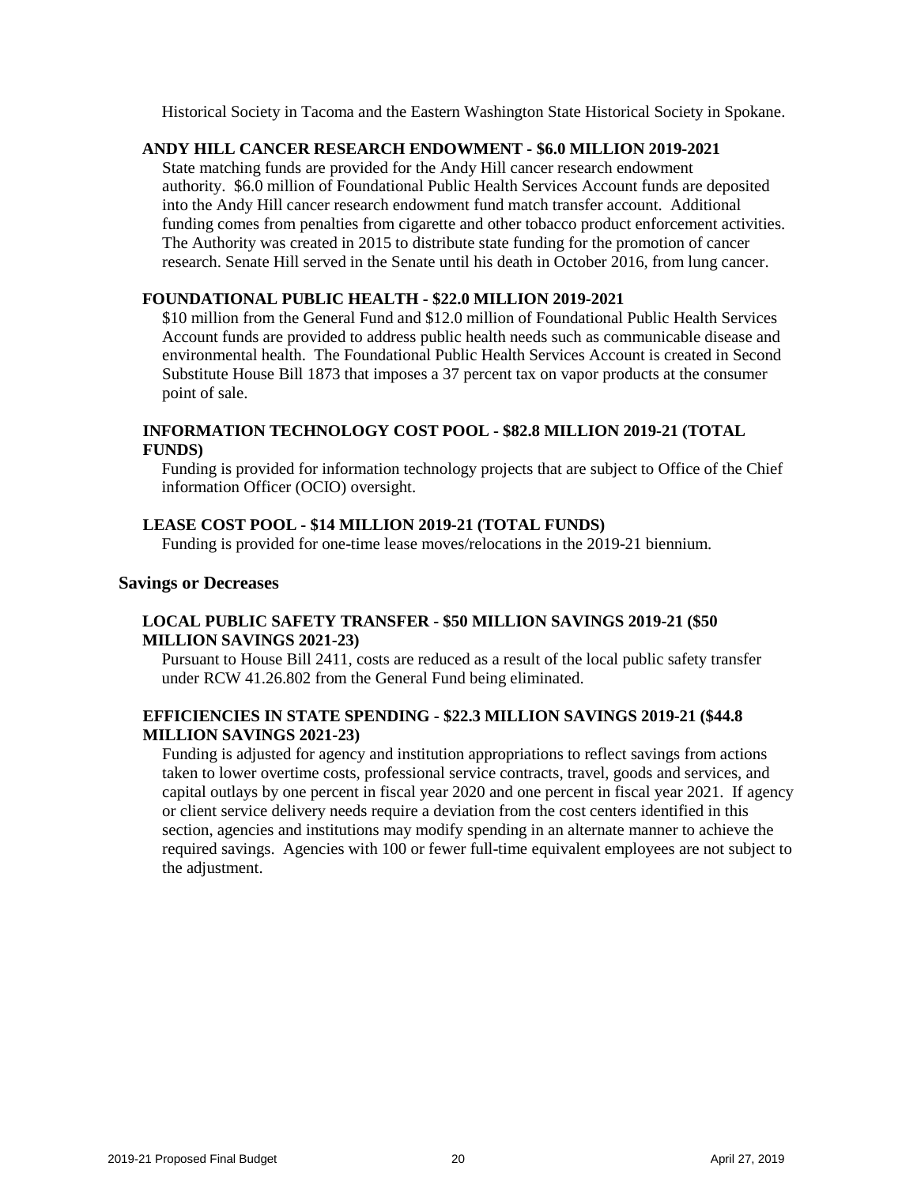Historical Society in Tacoma and the Eastern Washington State Historical Society in Spokane.

**ANDY HILL CANCER RESEARCH ENDOWMENT - $6.0 MILLION 2019-2021**

State matching funds are provided for the Andy Hill cancer research endowment authority. $6.0 million of Foundational Public Health Services Account funds are deposited into the Andy Hill cancer research endowment fund match transfer account. Additional funding comes from penalties from cigarette and other tobacco product enforcement activities. The Authority was created in 2015 to distribute state funding for the promotion of cancer research. Senate Hill served in the Senate until his death in October 2016, from lung cancer.

**FOUNDATIONAL PUBLIC HEALTH - $22.0 MILLION 2019-2021**

$10 million from the General Fund and $12.0 million of Foundational Public Health Services Account funds are provided to address public health needs such as communicable disease and environmental health. The Foundational Public Health Services Account is created in Second Substitute House Bill 1873 that imposes a 37 percent tax on vapor products at the consumer point of sale.

**INFORMATION TECHNOLOGY COST POOL - $82.8 MILLION 2019-21 (TOTAL FUNDS)**

Funding is provided for information technology projects that are subject to Office of the Chief information Officer (OCIO) oversight.

**LEASE COST POOL - $14 MILLION 2019-21 (TOTAL FUNDS)**

Funding is provided for one-time lease moves/relocations in the 2019-21 biennium.

## Savings or Decreases

**LOCAL PUBLIC SAFETY TRANSFER - $50 MILLION SAVINGS 2019-21 ($50 MILLION SAVINGS 2021-23)**

Pursuant to House Bill 2411, costs are reduced as a result of the local public safety transfer under RCW 41.26.802 from the General Fund being eliminated.

**EFFICIENCIES IN STATE SPENDING - $22.3 MILLION SAVINGS 2019-21 ($44.8 MILLION SAVINGS 2021-23)**

Funding is adjusted for agency and institution appropriations to reflect savings from actions taken to lower overtime costs, professional service contracts, travel, goods and services, and capital outlays by one percent in fiscal year 2020 and one percent in fiscal year 2021. If agency or client service delivery needs require a deviation from the cost centers identified in this section, agencies and institutions may modify spending in an alternate manner to achieve the required savings. Agencies with 100 or fewer full-time equivalent employees are not subject to the adjustment.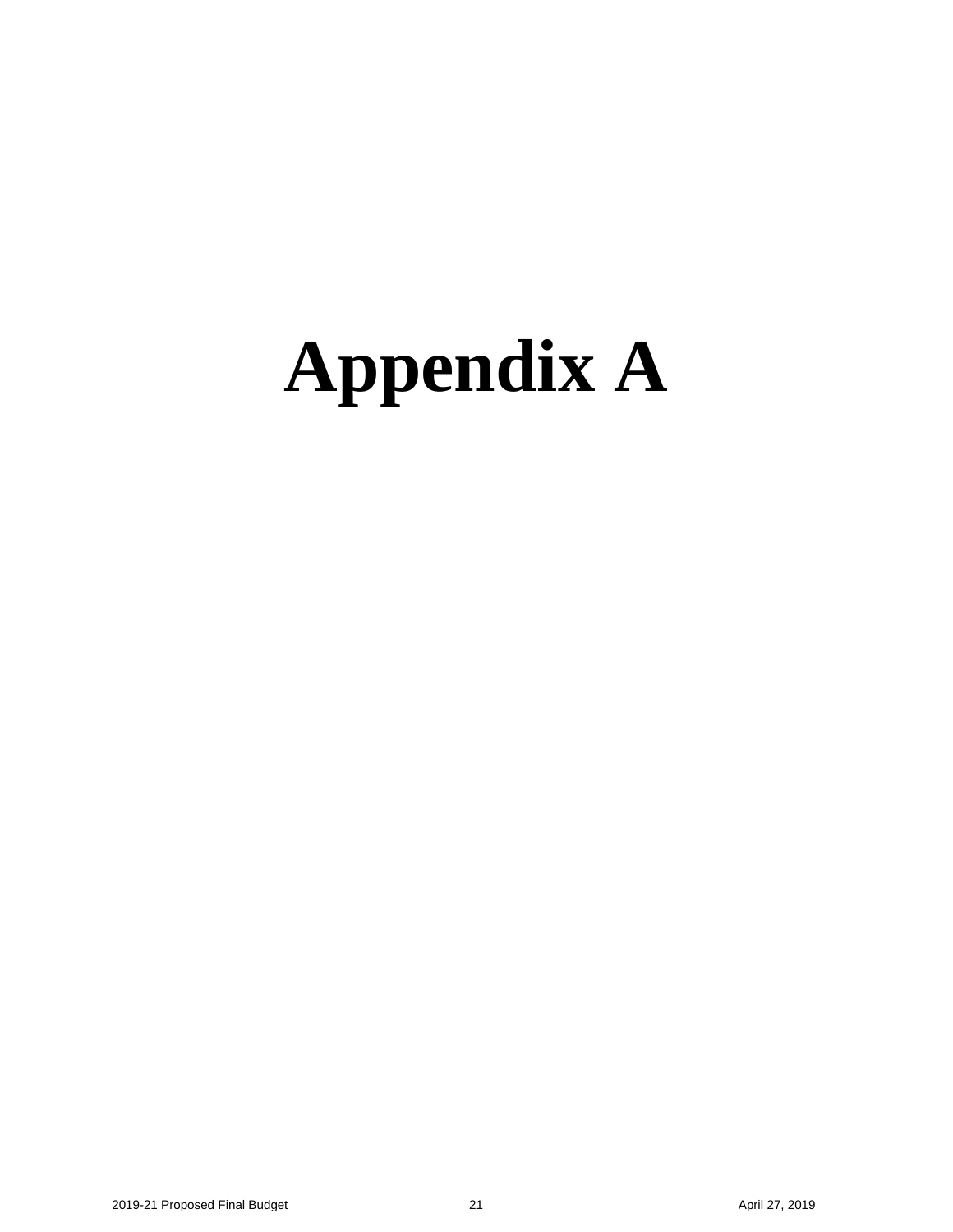# Appendix A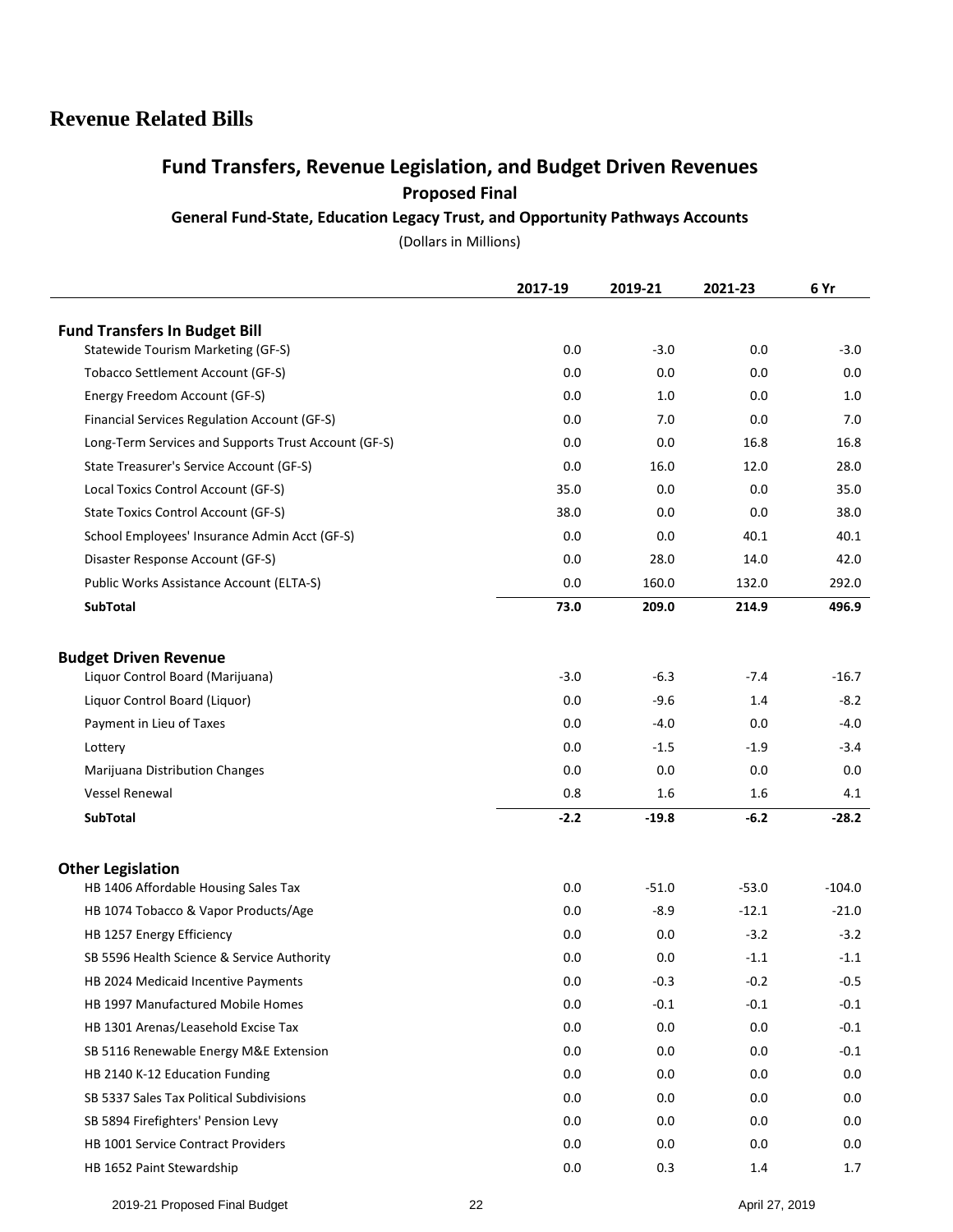# Revenue Related Bills

## Fund Transfers, Revenue Legislation, and Budget Driven Revenues

**Proposed Final**

**General Fund-State, Education Legacy Trust, and Opportunity Pathways Accounts**

(Dollars in Millions)

| | 2017-19 | 2019-21 | 2021-23 | 6 Yr |
|---|---|---|---|---|
| **Fund Transfers In Budget Bill** | | | | |
| Statewide Tourism Marketing (GF-S) | 0.0 | -3.0 | 0.0 | -3.0 |
| Tobacco Settlement Account (GF-S) | 0.0 | 0.0 | 0.0 | 0.0 |
| Energy Freedom Account (GF-S) | 0.0 | 1.0 | 0.0 | 1.0 |
| Financial Services Regulation Account (GF-S) | 0.0 | 7.0 | 0.0 | 7.0 |
| Long-Term Services and Supports Trust Account (GF-S) | 0.0 | 0.0 | 16.8 | 16.8 |
| State Treasurer's Service Account (GF-S) | 0.0 | 16.0 | 12.0 | 28.0 |
| Local Toxics Control Account (GF-S) | 35.0 | 0.0 | 0.0 | 35.0 |
| State Toxics Control Account (GF-S) | 38.0 | 0.0 | 0.0 | 38.0 |
| School Employees' Insurance Admin Acct (GF-S) | 0.0 | 0.0 | 40.1 | 40.1 |
| Disaster Response Account (GF-S) | 0.0 | 28.0 | 14.0 | 42.0 |
| Public Works Assistance Account (ELTA-S) | 0.0 | 160.0 | 132.0 | 292.0 |
| **SubTotal** | **73.0** | **209.0** | **214.9** | **496.9** |
| **Budget Driven Revenue** | | | | |
| Liquor Control Board (Marijuana) | -3.0 | -6.3 | -7.4 | -16.7 |
| Liquor Control Board (Liquor) | 0.0 | -9.6 | 1.4 | -8.2 |
| Payment in Lieu of Taxes | 0.0 | -4.0 | 0.0 | -4.0 |
| Lottery | 0.0 | -1.5 | -1.9 | -3.4 |
| Marijuana Distribution Changes | 0.0 | 0.0 | 0.0 | 0.0 |
| Vessel Renewal | 0.8 | 1.6 | 1.6 | 4.1 |
| **SubTotal** | **-2.2** | **-19.8** | **-6.2** | **-28.2** |
| **Other Legislation** | | | | |
| HB 1406 Affordable Housing Sales Tax | 0.0 | -51.0 | -53.0 | -104.0 |
| HB 1074 Tobacco & Vapor Products/Age | 0.0 | -8.9 | -12.1 | -21.0 |
| HB 1257 Energy Efficiency | 0.0 | 0.0 | -3.2 | -3.2 |
| SB 5596 Health Science & Service Authority | 0.0 | 0.0 | -1.1 | -1.1 |
| HB 2024 Medicaid Incentive Payments | 0.0 | -0.3 | -0.2 | -0.5 |
| HB 1997 Manufactured Mobile Homes | 0.0 | -0.1 | -0.1 | -0.1 |
| HB 1301 Arenas/Leasehold Excise Tax | 0.0 | 0.0 | 0.0 | -0.1 |
| SB 5116 Renewable Energy M&E Extension | 0.0 | 0.0 | 0.0 | -0.1 |
| HB 2140 K-12 Education Funding | 0.0 | 0.0 | 0.0 | 0.0 |
| SB 5337 Sales Tax Political Subdivisions | 0.0 | 0.0 | 0.0 | 0.0 |
| SB 5894 Firefighters' Pension Levy | 0.0 | 0.0 | 0.0 | 0.0 |
| HB 1001 Service Contract Providers | 0.0 | 0.0 | 0.0 | 0.0 |
| HB 1652 Paint Stewardship | 0.0 | 0.3 | 1.4 | 1.7 |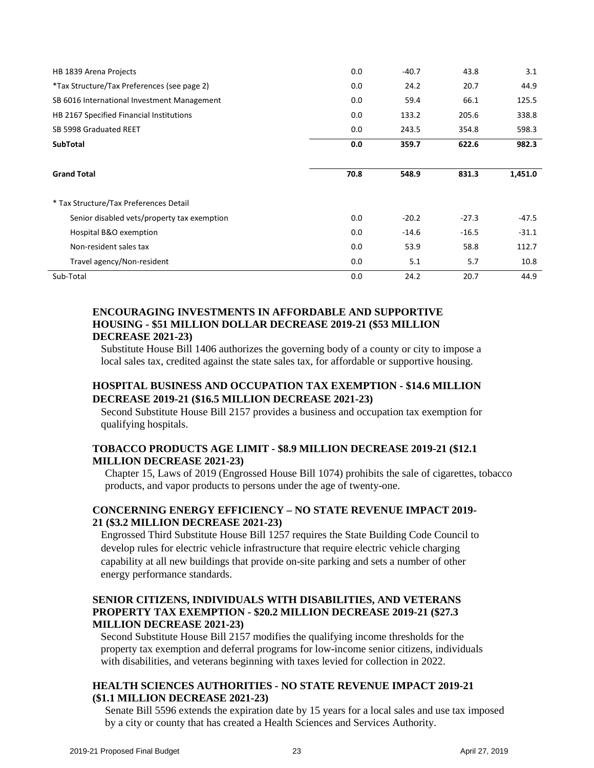| | | | | |
|---|---|---|---|---|
| HB 1839 Arena Projects | 0.0 | -40.7 | 43.8 | 3.1 |
| *Tax Structure/Tax Preferences (see page 2) | 0.0 | 24.2 | 20.7 | 44.9 |
| SB 6016 International Investment Management | 0.0 | 59.4 | 66.1 | 125.5 |
| HB 2167 Specified Financial Institutions | 0.0 | 133.2 | 205.6 | 338.8 |
| SB 5998 Graduated REET | 0.0 | 243.5 | 354.8 | 598.3 |
| **SubTotal** | **0.0** | **359.7** | **622.6** | **982.3** |
| | | | | |
| **Grand Total** | **70.8** | **548.9** | **831.3** | **1,451.0** |
| | | | | |
| * Tax Structure/Tax Preferences Detail | | | | |
| Senior disabled vets/property tax exemption | 0.0 | -20.2 | -27.3 | -47.5 |
| Hospital B&O exemption | 0.0 | -14.6 | -16.5 | -31.1 |
| Non-resident sales tax | 0.0 | 53.9 | 58.8 | 112.7 |
| Travel agency/Non-resident | 0.0 | 5.1 | 5.7 | 10.8 |
| Sub-Total | 0.0 | 24.2 | 20.7 | 44.9 |

**ENCOURAGING INVESTMENTS IN AFFORDABLE AND SUPPORTIVE HOUSING - $51 MILLION DOLLAR DECREASE 2019-21 ($53 MILLION DECREASE 2021-23)**

Substitute House Bill 1406 authorizes the governing body of a county or city to impose a local sales tax, credited against the state sales tax, for affordable or supportive housing.

**HOSPITAL BUSINESS AND OCCUPATION TAX EXEMPTION - $14.6 MILLION DECREASE 2019-21 ($16.5 MILLION DECREASE 2021-23)**

Second Substitute House Bill 2157 provides a business and occupation tax exemption for qualifying hospitals.

**TOBACCO PRODUCTS AGE LIMIT - $8.9 MILLION DECREASE 2019-21 ($12.1 MILLION DECREASE 2021-23)**

Chapter 15, Laws of 2019 (Engrossed House Bill 1074) prohibits the sale of cigarettes, tobacco products, and vapor products to persons under the age of twenty-one.

**CONCERNING ENERGY EFFICIENCY – NO STATE REVENUE IMPACT 2019-21 ($3.2 MILLION DECREASE 2021-23)**

Engrossed Third Substitute House Bill 1257 requires the State Building Code Council to develop rules for electric vehicle infrastructure that require electric vehicle charging capability at all new buildings that provide on-site parking and sets a number of other energy performance standards.

**SENIOR CITIZENS, INDIVIDUALS WITH DISABILITIES, AND VETERANS PROPERTY TAX EXEMPTION - $20.2 MILLION DECREASE 2019-21 ($27.3 MILLION DECREASE 2021-23)**

Second Substitute House Bill 2157 modifies the qualifying income thresholds for the property tax exemption and deferral programs for low-income senior citizens, individuals with disabilities, and veterans beginning with taxes levied for collection in 2022.

**HEALTH SCIENCES AUTHORITIES - NO STATE REVENUE IMPACT 2019-21 ($1.1 MILLION DECREASE 2021-23)**

Senate Bill 5596 extends the expiration date by 15 years for a local sales and use tax imposed by a city or county that has created a Health Sciences and Services Authority.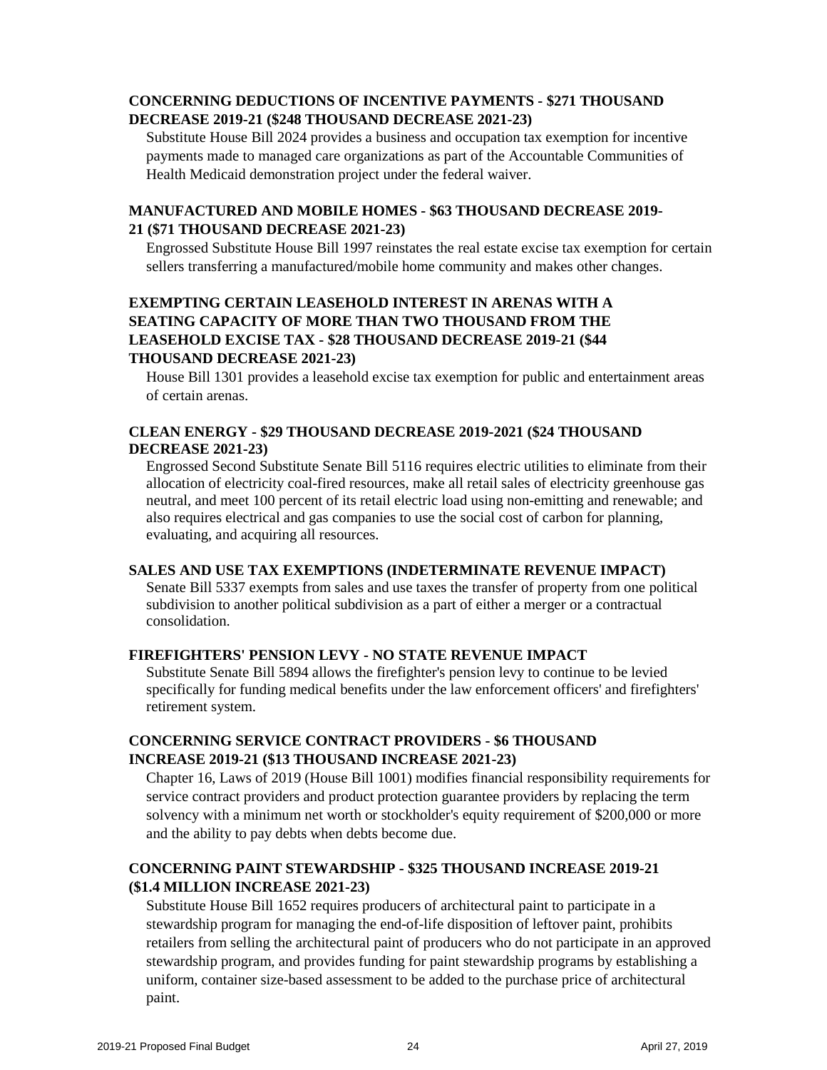**CONCERNING DEDUCTIONS OF INCENTIVE PAYMENTS - $271 THOUSAND DECREASE 2019-21 ($248 THOUSAND DECREASE 2021-23)**

Substitute House Bill 2024 provides a business and occupation tax exemption for incentive payments made to managed care organizations as part of the Accountable Communities of Health Medicaid demonstration project under the federal waiver.

**MANUFACTURED AND MOBILE HOMES - $63 THOUSAND DECREASE 2019-21 ($71 THOUSAND DECREASE 2021-23)**

Engrossed Substitute House Bill 1997 reinstates the real estate excise tax exemption for certain sellers transferring a manufactured/mobile home community and makes other changes.

**EXEMPTING CERTAIN LEASEHOLD INTEREST IN ARENAS WITH A SEATING CAPACITY OF MORE THAN TWO THOUSAND FROM THE LEASEHOLD EXCISE TAX - $28 THOUSAND DECREASE 2019-21 ($44 THOUSAND DECREASE 2021-23)**

House Bill 1301 provides a leasehold excise tax exemption for public and entertainment areas of certain arenas.

**CLEAN ENERGY - $29 THOUSAND DECREASE 2019-2021 ($24 THOUSAND DECREASE 2021-23)**

Engrossed Second Substitute Senate Bill 5116 requires electric utilities to eliminate from their allocation of electricity coal-fired resources, make all retail sales of electricity greenhouse gas neutral, and meet 100 percent of its retail electric load using non-emitting and renewable; and also requires electrical and gas companies to use the social cost of carbon for planning, evaluating, and acquiring all resources.

**SALES AND USE TAX EXEMPTIONS (INDETERMINATE REVENUE IMPACT)**

Senate Bill 5337 exempts from sales and use taxes the transfer of property from one political subdivision to another political subdivision as a part of either a merger or a contractual consolidation.

**FIREFIGHTERS' PENSION LEVY - NO STATE REVENUE IMPACT**

Substitute Senate Bill 5894 allows the firefighter's pension levy to continue to be levied specifically for funding medical benefits under the law enforcement officers' and firefighters' retirement system.

**CONCERNING SERVICE CONTRACT PROVIDERS - $6 THOUSAND INCREASE 2019-21 ($13 THOUSAND INCREASE 2021-23)**

Chapter 16, Laws of 2019 (House Bill 1001) modifies financial responsibility requirements for service contract providers and product protection guarantee providers by replacing the term solvency with a minimum net worth or stockholder's equity requirement of $200,000 or more and the ability to pay debts when debts become due.

**CONCERNING PAINT STEWARDSHIP - $325 THOUSAND INCREASE 2019-21 ($1.4 MILLION INCREASE 2021-23)**

Substitute House Bill 1652 requires producers of architectural paint to participate in a stewardship program for managing the end-of-life disposition of leftover paint, prohibits retailers from selling the architectural paint of producers who do not participate in an approved stewardship program, and provides funding for paint stewardship programs by establishing a uniform, container size-based assessment to be added to the purchase price of architectural paint.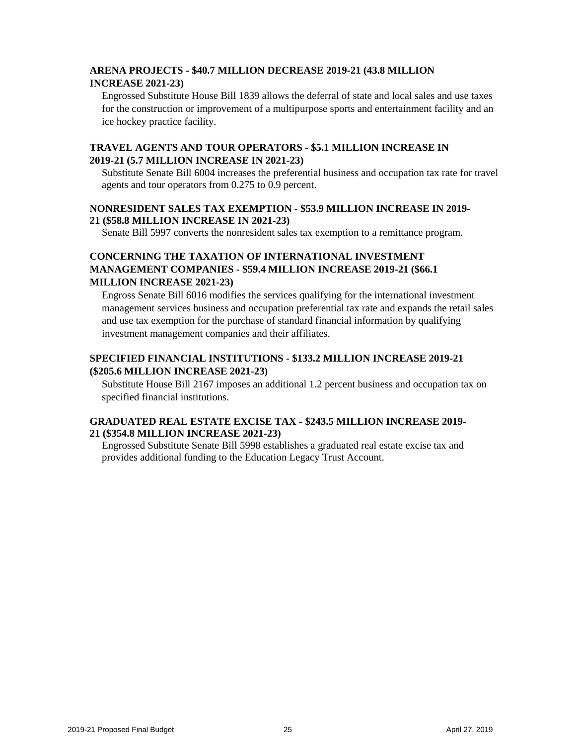**ARENA PROJECTS - $40.7 MILLION DECREASE 2019-21 (43.8 MILLION INCREASE 2021-23)**

Engrossed Substitute House Bill 1839 allows the deferral of state and local sales and use taxes for the construction or improvement of a multipurpose sports and entertainment facility and an ice hockey practice facility.

**TRAVEL AGENTS AND TOUR OPERATORS - $5.1 MILLION INCREASE IN 2019-21 (5.7 MILLION INCREASE IN 2021-23)**

Substitute Senate Bill 6004 increases the preferential business and occupation tax rate for travel agents and tour operators from 0.275 to 0.9 percent.

**NONRESIDENT SALES TAX EXEMPTION - $53.9 MILLION INCREASE IN 2019-21 ($58.8 MILLION INCREASE IN 2021-23)**

Senate Bill 5997 converts the nonresident sales tax exemption to a remittance program.

**CONCERNING THE TAXATION OF INTERNATIONAL INVESTMENT MANAGEMENT COMPANIES - $59.4 MILLION INCREASE 2019-21 ($66.1 MILLION INCREASE 2021-23)**

Engross Senate Bill 6016 modifies the services qualifying for the international investment management services business and occupation preferential tax rate and expands the retail sales and use tax exemption for the purchase of standard financial information by qualifying investment management companies and their affiliates.

**SPECIFIED FINANCIAL INSTITUTIONS - $133.2 MILLION INCREASE 2019-21 ($205.6 MILLION INCREASE 2021-23)**

Substitute House Bill 2167 imposes an additional 1.2 percent business and occupation tax on specified financial institutions.

**GRADUATED REAL ESTATE EXCISE TAX - $243.5 MILLION INCREASE 2019-21 ($354.8 MILLION INCREASE 2021-23)**

Engrossed Substitute Senate Bill 5998 establishes a graduated real estate excise tax and provides additional funding to the Education Legacy Trust Account.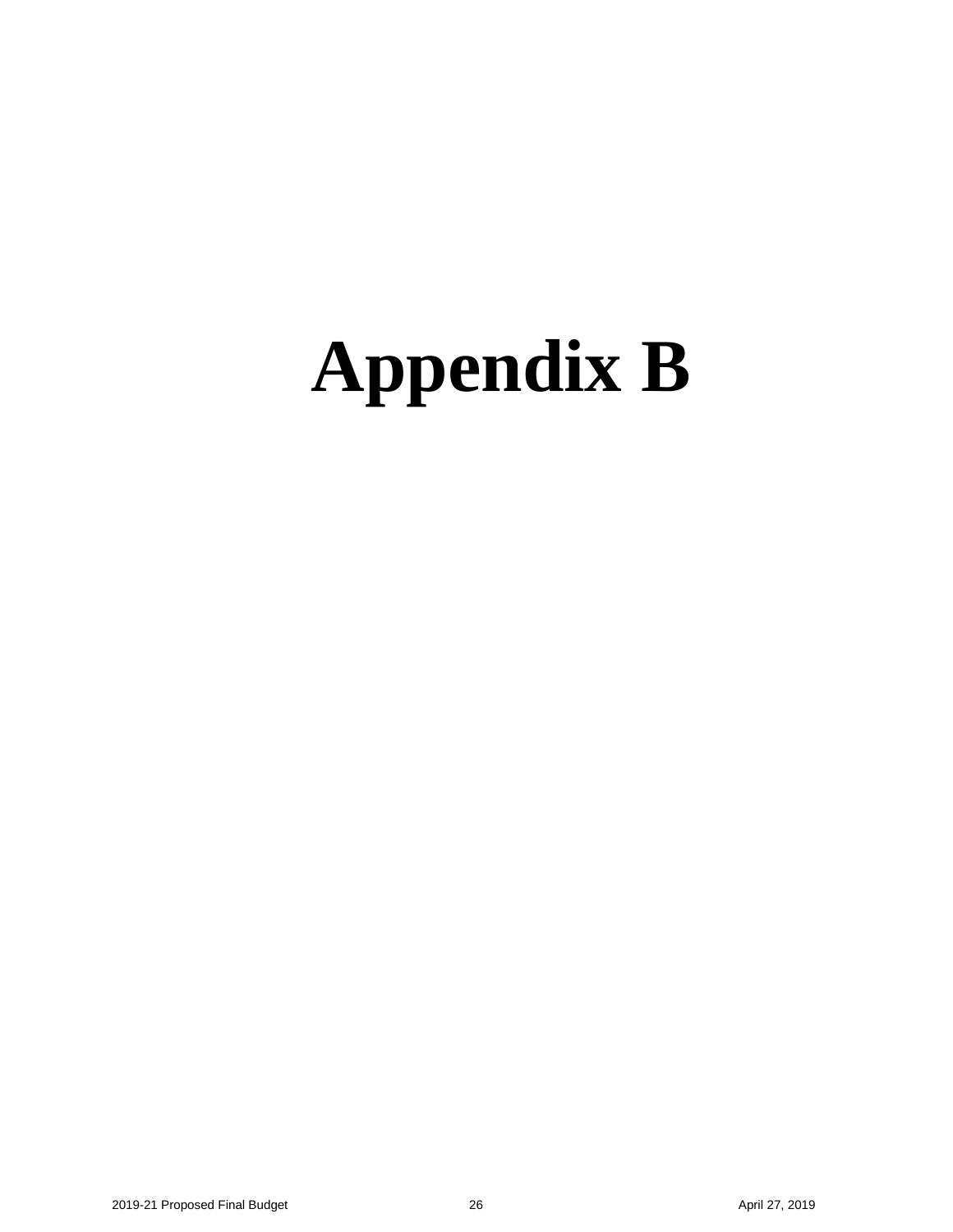# Appendix B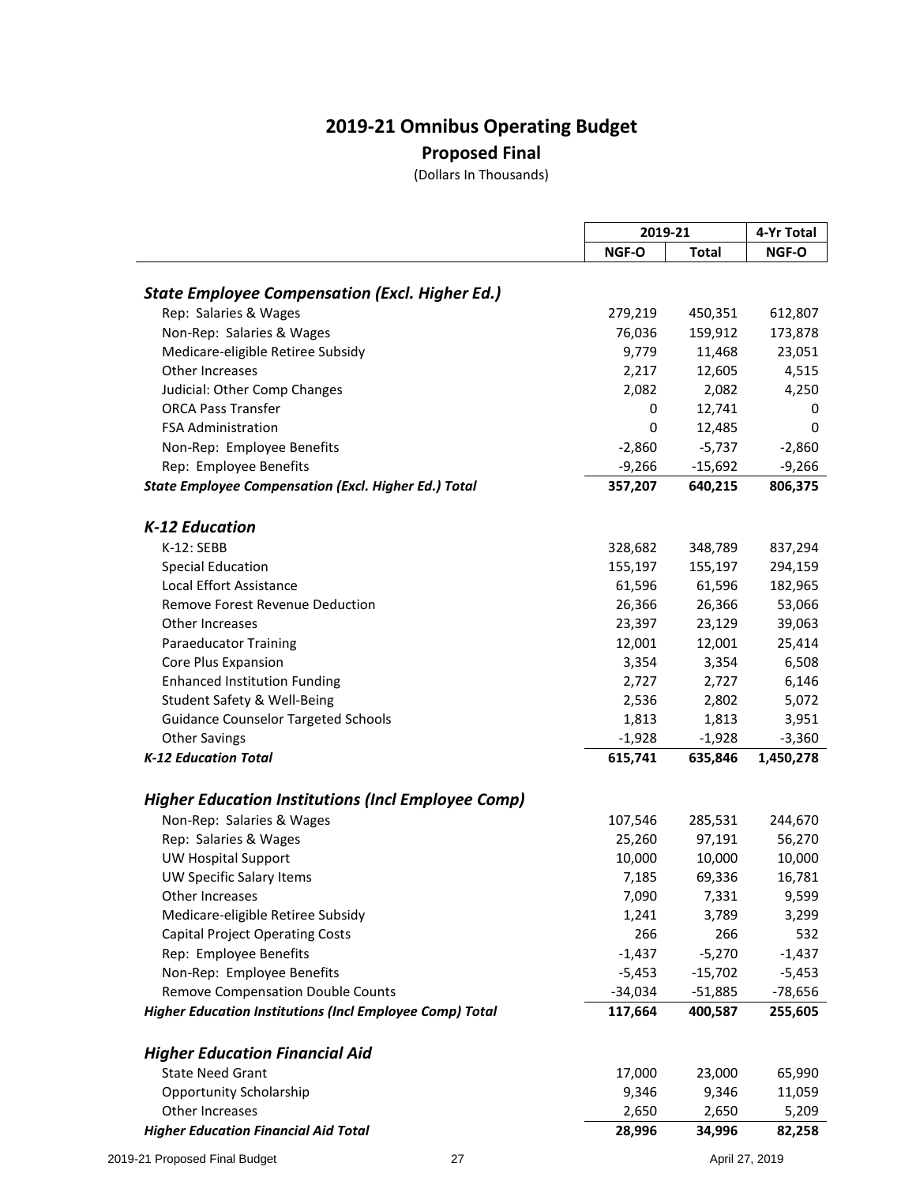# 2019-21 Omnibus Operating Budget

## Proposed Final

(Dollars In Thousands)

| | 2019-21 | | 4-Yr Total |
|---|---|---|---|
| | NGF-O | Total | NGF-O |
| ***State Employee Compensation (Excl. Higher Ed.)*** | | | |
| Rep: Salaries & Wages | 279,219 | 450,351 | 612,807 |
| Non-Rep: Salaries & Wages | 76,036 | 159,912 | 173,878 |
| Medicare-eligible Retiree Subsidy | 9,779 | 11,468 | 23,051 |
| Other Increases | 2,217 | 12,605 | 4,515 |
| Judicial: Other Comp Changes | 2,082 | 2,082 | 4,250 |
| ORCA Pass Transfer | 0 | 12,741 | 0 |
| FSA Administration | 0 | 12,485 | 0 |
| Non-Rep: Employee Benefits | -2,860 | -5,737 | -2,860 |
| Rep: Employee Benefits | -9,266 | -15,692 | -9,266 |
| ***State Employee Compensation (Excl. Higher Ed.) Total*** | **357,207** | **640,215** | **806,375** |
| ***K-12 Education*** | | | |
| K-12: SEBB | 328,682 | 348,789 | 837,294 |
| Special Education | 155,197 | 155,197 | 294,159 |
| Local Effort Assistance | 61,596 | 61,596 | 182,965 |
| Remove Forest Revenue Deduction | 26,366 | 26,366 | 53,066 |
| Other Increases | 23,397 | 23,129 | 39,063 |
| Paraeducator Training | 12,001 | 12,001 | 25,414 |
| Core Plus Expansion | 3,354 | 3,354 | 6,508 |
| Enhanced Institution Funding | 2,727 | 2,727 | 6,146 |
| Student Safety & Well-Being | 2,536 | 2,802 | 5,072 |
| Guidance Counselor Targeted Schools | 1,813 | 1,813 | 3,951 |
| Other Savings | -1,928 | -1,928 | -3,360 |
| ***K-12 Education Total*** | **615,741** | **635,846** | **1,450,278** |
| ***Higher Education Institutions (Incl Employee Comp)*** | | | |
| Non-Rep: Salaries & Wages | 107,546 | 285,531 | 244,670 |
| Rep: Salaries & Wages | 25,260 | 97,191 | 56,270 |
| UW Hospital Support | 10,000 | 10,000 | 10,000 |
| UW Specific Salary Items | 7,185 | 69,336 | 16,781 |
| Other Increases | 7,090 | 7,331 | 9,599 |
| Medicare-eligible Retiree Subsidy | 1,241 | 3,789 | 3,299 |
| Capital Project Operating Costs | 266 | 266 | 532 |
| Rep: Employee Benefits | -1,437 | -5,270 | -1,437 |
| Non-Rep: Employee Benefits | -5,453 | -15,702 | -5,453 |
| Remove Compensation Double Counts | -34,034 | -51,885 | -78,656 |
| ***Higher Education Institutions (Incl Employee Comp) Total*** | **117,664** | **400,587** | **255,605** |
| ***Higher Education Financial Aid*** | | | |
| State Need Grant | 17,000 | 23,000 | 65,990 |
| Opportunity Scholarship | 9,346 | 9,346 | 11,059 |
| Other Increases | 2,650 | 2,650 | 5,209 |
| ***Higher Education Financial Aid Total*** | **28,996** | **34,996** | **82,258** |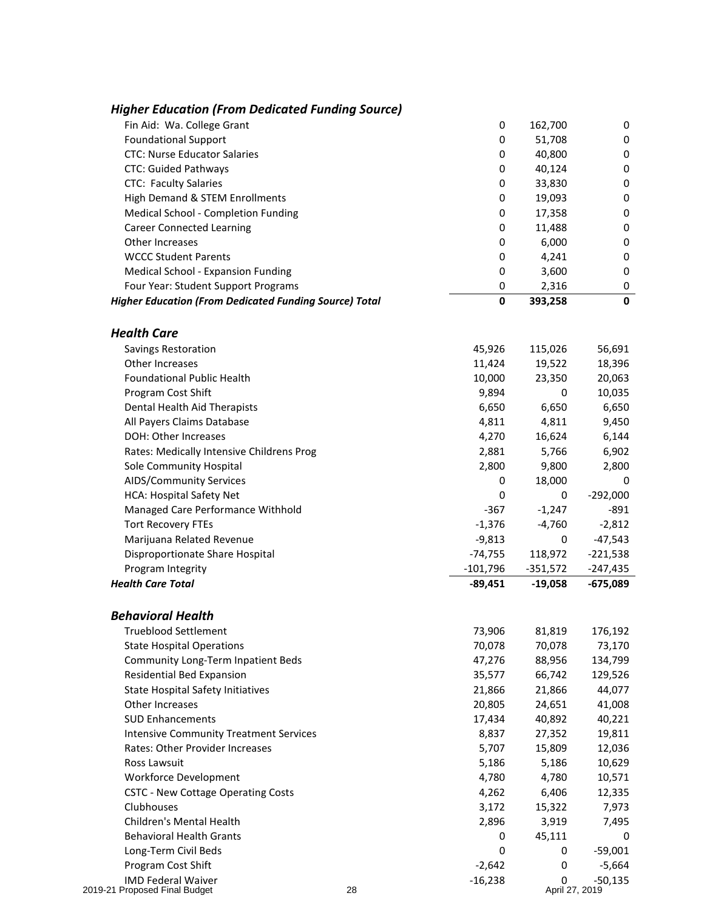### *Higher Education (From Dedicated Funding Source)*

| | | | |
|---|---|---|---|
| Fin Aid: Wa. College Grant | 0 | 162,700 | 0 |
| Foundational Support | 0 | 51,708 | 0 |
| CTC: Nurse Educator Salaries | 0 | 40,800 | 0 |
| CTC: Guided Pathways | 0 | 40,124 | 0 |
| CTC: Faculty Salaries | 0 | 33,830 | 0 |
| High Demand & STEM Enrollments | 0 | 19,093 | 0 |
| Medical School - Completion Funding | 0 | 17,358 | 0 |
| Career Connected Learning | 0 | 11,488 | 0 |
| Other Increases | 0 | 6,000 | 0 |
| WCCC Student Parents | 0 | 4,241 | 0 |
| Medical School - Expansion Funding | 0 | 3,600 | 0 |
| Four Year: Student Support Programs | 0 | 2,316 | 0 |
| ***Higher Education (From Dedicated Funding Source) Total*** | **0** | **393,258** | **0** |

### *Health Care*

| | | | |
|---|---|---|---|
| Savings Restoration | 45,926 | 115,026 | 56,691 |
| Other Increases | 11,424 | 19,522 | 18,396 |
| Foundational Public Health | 10,000 | 23,350 | 20,063 |
| Program Cost Shift | 9,894 | 0 | 10,035 |
| Dental Health Aid Therapists | 6,650 | 6,650 | 6,650 |
| All Payers Claims Database | 4,811 | 4,811 | 9,450 |
| DOH: Other Increases | 4,270 | 16,624 | 6,144 |
| Rates: Medically Intensive Childrens Prog | 2,881 | 5,766 | 6,902 |
| Sole Community Hospital | 2,800 | 9,800 | 2,800 |
| AIDS/Community Services | 0 | 18,000 | 0 |
| HCA: Hospital Safety Net | 0 | 0 | -292,000 |
| Managed Care Performance Withhold | -367 | -1,247 | -891 |
| Tort Recovery FTEs | -1,376 | -4,760 | -2,812 |
| Marijuana Related Revenue | -9,813 | 0 | -47,543 |
| Disproportionate Share Hospital | -74,755 | 118,972 | -221,538 |
| Program Integrity | -101,796 | -351,572 | -247,435 |
| ***Health Care Total*** | **-89,451** | **-19,058** | **-675,089** |

### *Behavioral Health*

| | | | |
|---|---|---|---|
| Trueblood Settlement | 73,906 | 81,819 | 176,192 |
| State Hospital Operations | 70,078 | 70,078 | 73,170 |
| Community Long-Term Inpatient Beds | 47,276 | 88,956 | 134,799 |
| Residential Bed Expansion | 35,577 | 66,742 | 129,526 |
| State Hospital Safety Initiatives | 21,866 | 21,866 | 44,077 |
| Other Increases | 20,805 | 24,651 | 41,008 |
| SUD Enhancements | 17,434 | 40,892 | 40,221 |
| Intensive Community Treatment Services | 8,837 | 27,352 | 19,811 |
| Rates: Other Provider Increases | 5,707 | 15,809 | 12,036 |
| Ross Lawsuit | 5,186 | 5,186 | 10,629 |
| Workforce Development | 4,780 | 4,780 | 10,571 |
| CSTC - New Cottage Operating Costs | 4,262 | 6,406 | 12,335 |
| Clubhouses | 3,172 | 15,322 | 7,973 |
| Children's Mental Health | 2,896 | 3,919 | 7,495 |
| Behavioral Health Grants | 0 | 45,111 | 0 |
| Long-Term Civil Beds | 0 | 0 | -59,001 |
| Program Cost Shift | -2,642 | 0 | -5,664 |
| IMD Federal Waiver | -16,238 | 0 | -50,135 |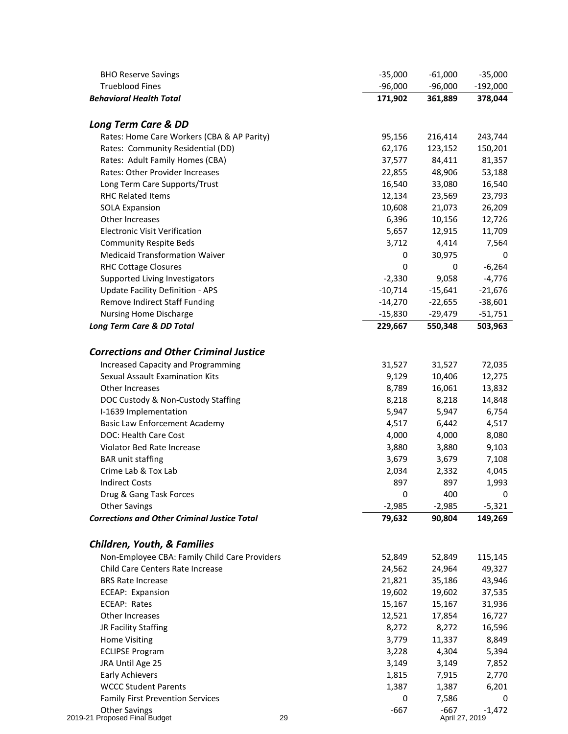| | | | |
|---|---|---|---|
| BHO Reserve Savings | -35,000 | -61,000 | -35,000 |
| Trueblood Fines | -96,000 | -96,000 | -192,000 |
| ***Behavioral Health Total*** | **171,902** | **361,889** | **378,044** |

## *Long Term Care & DD*

| | | | |
|---|---|---|---|
| Rates: Home Care Workers (CBA & AP Parity) | 95,156 | 216,414 | 243,744 |
| Rates: Community Residential (DD) | 62,176 | 123,152 | 150,201 |
| Rates: Adult Family Homes (CBA) | 37,577 | 84,411 | 81,357 |
| Rates: Other Provider Increases | 22,855 | 48,906 | 53,188 |
| Long Term Care Supports/Trust | 16,540 | 33,080 | 16,540 |
| RHC Related Items | 12,134 | 23,569 | 23,793 |
| SOLA Expansion | 10,608 | 21,073 | 26,209 |
| Other Increases | 6,396 | 10,156 | 12,726 |
| Electronic Visit Verification | 5,657 | 12,915 | 11,709 |
| Community Respite Beds | 3,712 | 4,414 | 7,564 |
| Medicaid Transformation Waiver | 0 | 30,975 | 0 |
| RHC Cottage Closures | 0 | 0 | -6,264 |
| Supported Living Investigators | -2,330 | 9,058 | -4,776 |
| Update Facility Definition - APS | -10,714 | -15,641 | -21,676 |
| Remove Indirect Staff Funding | -14,270 | -22,655 | -38,601 |
| Nursing Home Discharge | -15,830 | -29,479 | -51,751 |
| ***Long Term Care & DD Total*** | **229,667** | **550,348** | **503,963** |

## *Corrections and Other Criminal Justice*

| | | | |
|---|---|---|---|
| Increased Capacity and Programming | 31,527 | 31,527 | 72,035 |
| Sexual Assault Examination Kits | 9,129 | 10,406 | 12,275 |
| Other Increases | 8,789 | 16,061 | 13,832 |
| DOC Custody & Non-Custody Staffing | 8,218 | 8,218 | 14,848 |
| I-1639 Implementation | 5,947 | 5,947 | 6,754 |
| Basic Law Enforcement Academy | 4,517 | 6,442 | 4,517 |
| DOC: Health Care Cost | 4,000 | 4,000 | 8,080 |
| Violator Bed Rate Increase | 3,880 | 3,880 | 9,103 |
| BAR unit staffing | 3,679 | 3,679 | 7,108 |
| Crime Lab & Tox Lab | 2,034 | 2,332 | 4,045 |
| Indirect Costs | 897 | 897 | 1,993 |
| Drug & Gang Task Forces | 0 | 400 | 0 |
| Other Savings | -2,985 | -2,985 | -5,321 |
| ***Corrections and Other Criminal Justice Total*** | **79,632** | **90,804** | **149,269** |

## *Children, Youth, & Families*

| | | | |
|---|---|---|---|
| Non-Employee CBA: Family Child Care Providers | 52,849 | 52,849 | 115,145 |
| Child Care Centers Rate Increase | 24,562 | 24,964 | 49,327 |
| BRS Rate Increase | 21,821 | 35,186 | 43,946 |
| ECEAP: Expansion | 19,602 | 19,602 | 37,535 |
| ECEAP: Rates | 15,167 | 15,167 | 31,936 |
| Other Increases | 12,521 | 17,854 | 16,727 |
| JR Facility Staffing | 8,272 | 8,272 | 16,596 |
| Home Visiting | 3,779 | 11,337 | 8,849 |
| ECLIPSE Program | 3,228 | 4,304 | 5,394 |
| JRA Until Age 25 | 3,149 | 3,149 | 7,852 |
| Early Achievers | 1,815 | 7,915 | 2,770 |
| WCCC Student Parents | 1,387 | 1,387 | 6,201 |
| Family First Prevention Services | 0 | 7,586 | 0 |
| Other Savings | -667 | -667 | -1,472 |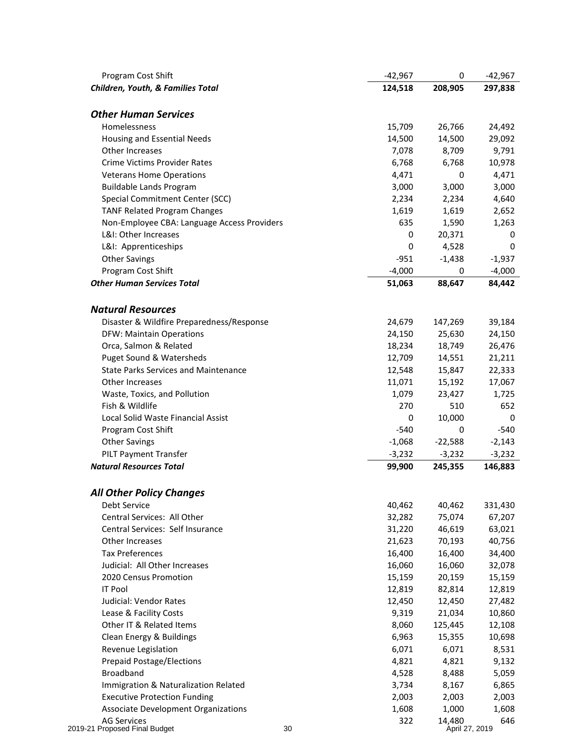| | | | |
|---|---|---|---|
| Program Cost Shift | -42,967 | 0 | -42,967 |
| ***Children, Youth, & Families Total*** | **124,518** | **208,905** | **297,838** |
| | | | |
| ***Other Human Services*** | | | |
| Homelessness | 15,709 | 26,766 | 24,492 |
| Housing and Essential Needs | 14,500 | 14,500 | 29,092 |
| Other Increases | 7,078 | 8,709 | 9,791 |
| Crime Victims Provider Rates | 6,768 | 6,768 | 10,978 |
| Veterans Home Operations | 4,471 | 0 | 4,471 |
| Buildable Lands Program | 3,000 | 3,000 | 3,000 |
| Special Commitment Center (SCC) | 2,234 | 2,234 | 4,640 |
| TANF Related Program Changes | 1,619 | 1,619 | 2,652 |
| Non-Employee CBA: Language Access Providers | 635 | 1,590 | 1,263 |
| L&I: Other Increases | 0 | 20,371 | 0 |
| L&I: Apprenticeships | 0 | 4,528 | 0 |
| Other Savings | -951 | -1,438 | -1,937 |
| Program Cost Shift | -4,000 | 0 | -4,000 |
| ***Other Human Services Total*** | **51,063** | **88,647** | **84,442** |
| | | | |
| ***Natural Resources*** | | | |
| Disaster & Wildfire Preparedness/Response | 24,679 | 147,269 | 39,184 |
| DFW: Maintain Operations | 24,150 | 25,630 | 24,150 |
| Orca, Salmon & Related | 18,234 | 18,749 | 26,476 |
| Puget Sound & Watersheds | 12,709 | 14,551 | 21,211 |
| State Parks Services and Maintenance | 12,548 | 15,847 | 22,333 |
| Other Increases | 11,071 | 15,192 | 17,067 |
| Waste, Toxics, and Pollution | 1,079 | 23,427 | 1,725 |
| Fish & Wildlife | 270 | 510 | 652 |
| Local Solid Waste Financial Assist | 0 | 10,000 | 0 |
| Program Cost Shift | -540 | 0 | -540 |
| Other Savings | -1,068 | -22,588 | -2,143 |
| PILT Payment Transfer | -3,232 | -3,232 | -3,232 |
| ***Natural Resources Total*** | **99,900** | **245,355** | **146,883** |
| | | | |
| ***All Other Policy Changes*** | | | |
| Debt Service | 40,462 | 40,462 | 331,430 |
| Central Services: All Other | 32,282 | 75,074 | 67,207 |
| Central Services: Self Insurance | 31,220 | 46,619 | 63,021 |
| Other Increases | 21,623 | 70,193 | 40,756 |
| Tax Preferences | 16,400 | 16,400 | 34,400 |
| Judicial: All Other Increases | 16,060 | 16,060 | 32,078 |
| 2020 Census Promotion | 15,159 | 20,159 | 15,159 |
| IT Pool | 12,819 | 82,814 | 12,819 |
| Judicial: Vendor Rates | 12,450 | 12,450 | 27,482 |
| Lease & Facility Costs | 9,319 | 21,034 | 10,860 |
| Other IT & Related Items | 8,060 | 125,445 | 12,108 |
| Clean Energy & Buildings | 6,963 | 15,355 | 10,698 |
| Revenue Legislation | 6,071 | 6,071 | 8,531 |
| Prepaid Postage/Elections | 4,821 | 4,821 | 9,132 |
| Broadband | 4,528 | 8,488 | 5,059 |
| Immigration & Naturalization Related | 3,734 | 8,167 | 6,865 |
| Executive Protection Funding | 2,003 | 2,003 | 2,003 |
| Associate Development Organizations | 1,608 | 1,000 | 1,608 |
| AG Services | 322 | 14,480 | 646 |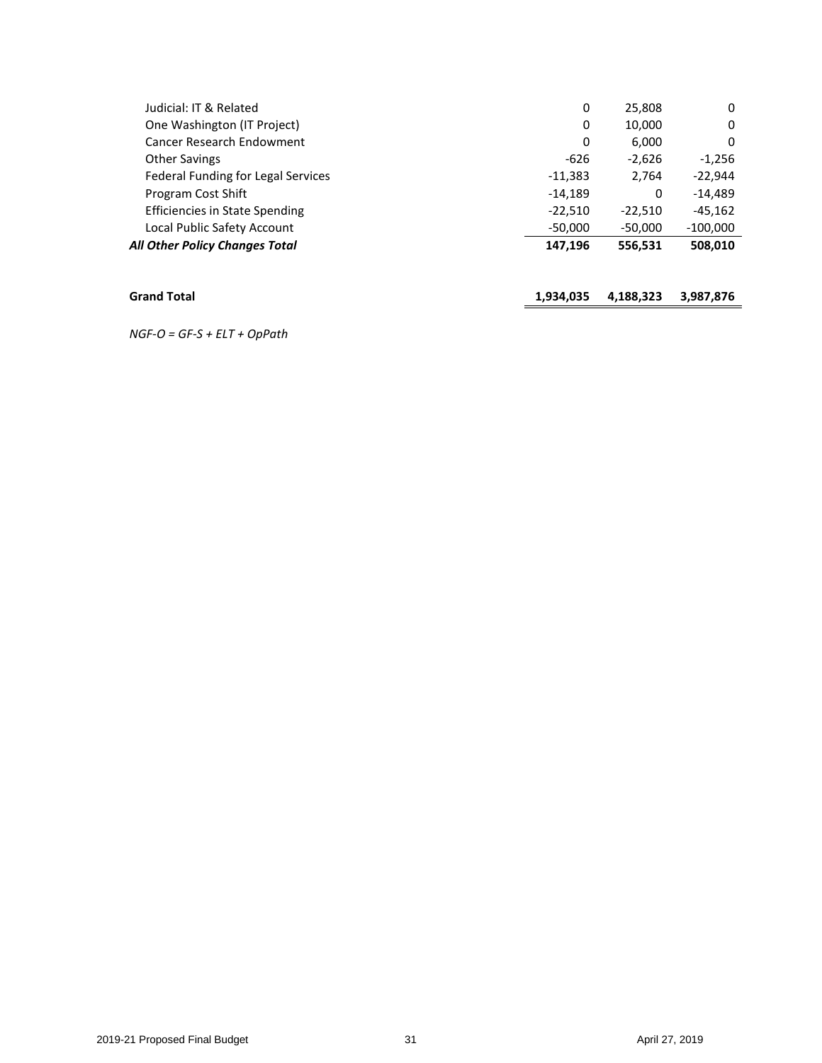| | | | |
|---|---|---|---|
| Judicial: IT & Related | 0 | 25,808 | 0 |
| One Washington (IT Project) | 0 | 10,000 | 0 |
| Cancer Research Endowment | 0 | 6,000 | 0 |
| Other Savings | -626 | -2,626 | -1,256 |
| Federal Funding for Legal Services | -11,383 | 2,764 | -22,944 |
| Program Cost Shift | -14,189 | 0 | -14,489 |
| Efficiencies in State Spending | -22,510 | -22,510 | -45,162 |
| Local Public Safety Account | -50,000 | -50,000 | -100,000 |
| ***All Other Policy Changes Total*** | **147,196** | **556,531** | **508,010** |
| | | | |
| **Grand Total** | **1,934,035** | **4,188,323** | **3,987,876** |

*NGF-O = GF-S + ELT + OpPath*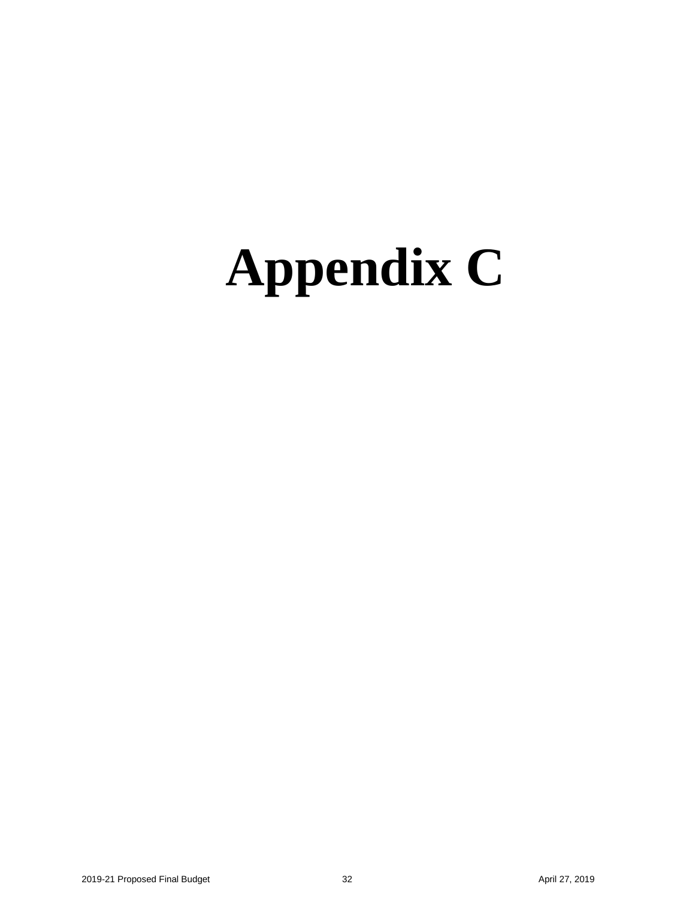# Appendix C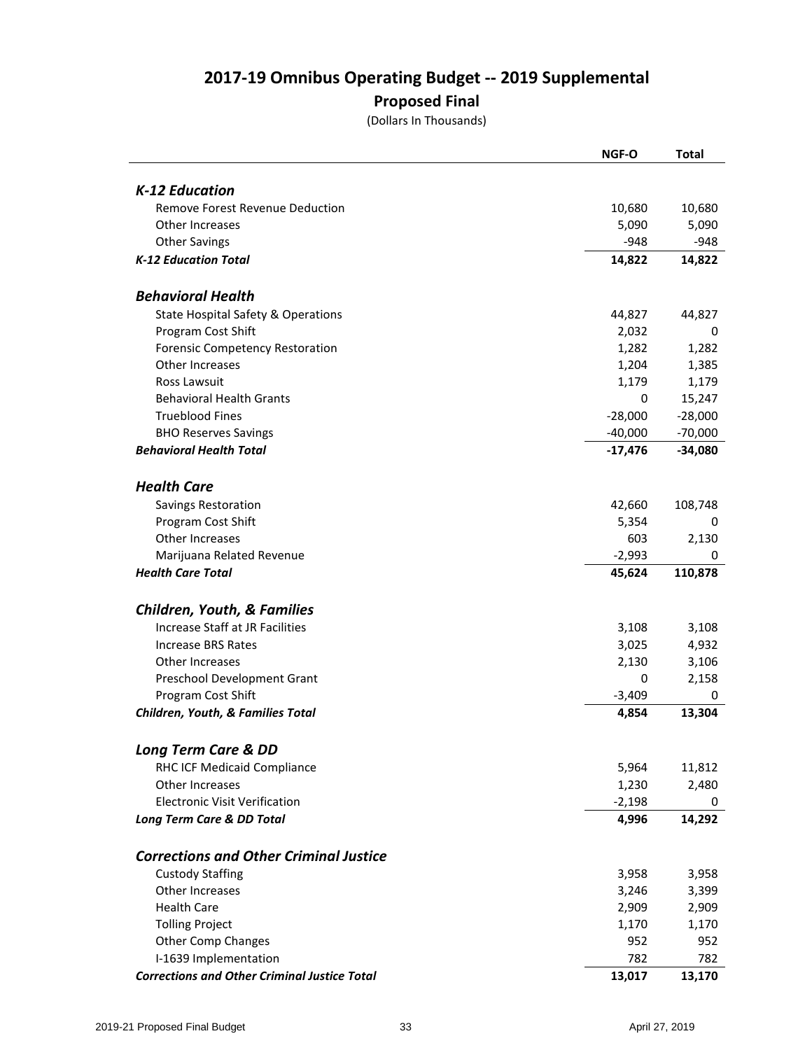# 2017-19 Omnibus Operating Budget -- 2019 Supplemental

## Proposed Final

(Dollars In Thousands)

| | NGF-O | Total |
|---|---|---|
| ***K-12 Education*** | | |
| Remove Forest Revenue Deduction | 10,680 | 10,680 |
| Other Increases | 5,090 | 5,090 |
| Other Savings | -948 | -948 |
| ***K-12 Education Total*** | **14,822** | **14,822** |
| ***Behavioral Health*** | | |
| State Hospital Safety & Operations | 44,827 | 44,827 |
| Program Cost Shift | 2,032 | 0 |
| Forensic Competency Restoration | 1,282 | 1,282 |
| Other Increases | 1,204 | 1,385 |
| Ross Lawsuit | 1,179 | 1,179 |
| Behavioral Health Grants | 0 | 15,247 |
| Trueblood Fines | -28,000 | -28,000 |
| BHO Reserves Savings | -40,000 | -70,000 |
| ***Behavioral Health Total*** | **-17,476** | **-34,080** |
| ***Health Care*** | | |
| Savings Restoration | 42,660 | 108,748 |
| Program Cost Shift | 5,354 | 0 |
| Other Increases | 603 | 2,130 |
| Marijuana Related Revenue | -2,993 | 0 |
| ***Health Care Total*** | **45,624** | **110,878** |
| ***Children, Youth, & Families*** | | |
| Increase Staff at JR Facilities | 3,108 | 3,108 |
| Increase BRS Rates | 3,025 | 4,932 |
| Other Increases | 2,130 | 3,106 |
| Preschool Development Grant | 0 | 2,158 |
| Program Cost Shift | -3,409 | 0 |
| ***Children, Youth, & Families Total*** | **4,854** | **13,304** |
| ***Long Term Care & DD*** | | |
| RHC ICF Medicaid Compliance | 5,964 | 11,812 |
| Other Increases | 1,230 | 2,480 |
| Electronic Visit Verification | -2,198 | 0 |
| ***Long Term Care & DD Total*** | **4,996** | **14,292** |
| ***Corrections and Other Criminal Justice*** | | |
| Custody Staffing | 3,958 | 3,958 |
| Other Increases | 3,246 | 3,399 |
| Health Care | 2,909 | 2,909 |
| Tolling Project | 1,170 | 1,170 |
| Other Comp Changes | 952 | 952 |
| I-1639 Implementation | 782 | 782 |
| ***Corrections and Other Criminal Justice Total*** | **13,017** | **13,170** |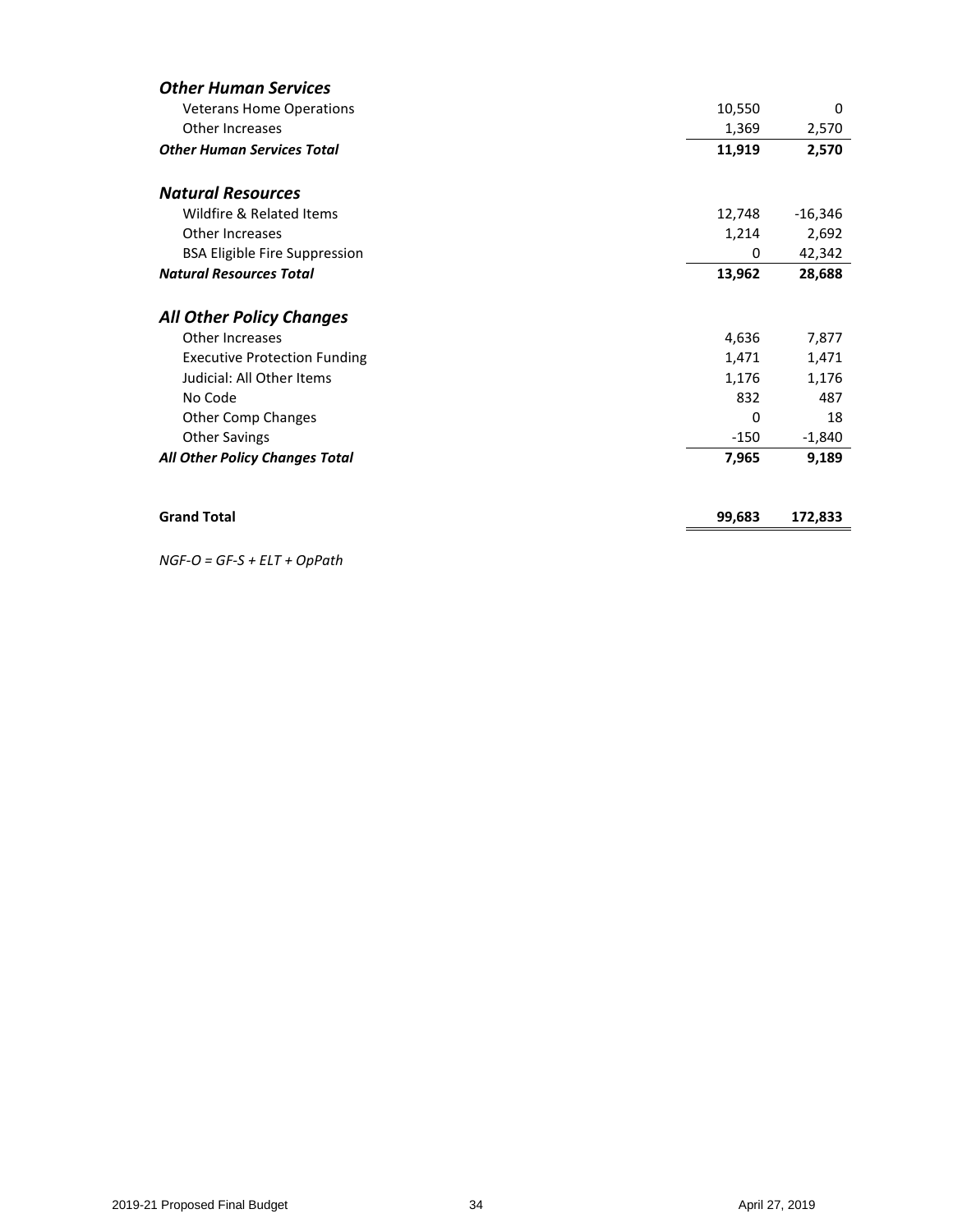| | | |
|---|---|---|
| ***Other Human Services*** | | |
| Veterans Home Operations | 10,550 | 0 |
| Other Increases | 1,369 | 2,570 |
| ***Other Human Services Total*** | **11,919** | **2,570** |
| | | |
| ***Natural Resources*** | | |
| Wildfire & Related Items | 12,748 | -16,346 |
| Other Increases | 1,214 | 2,692 |
| BSA Eligible Fire Suppression | 0 | 42,342 |
| ***Natural Resources Total*** | **13,962** | **28,688** |
| | | |
| ***All Other Policy Changes*** | | |
| Other Increases | 4,636 | 7,877 |
| Executive Protection Funding | 1,471 | 1,471 |
| Judicial: All Other Items | 1,176 | 1,176 |
| No Code | 832 | 487 |
| Other Comp Changes | 0 | 18 |
| Other Savings | -150 | -1,840 |
| ***All Other Policy Changes Total*** | **7,965** | **9,189** |
| | | |
| **Grand Total** | **99,683** | **172,833** |

*NGF-O = GF-S + ELT + OpPath*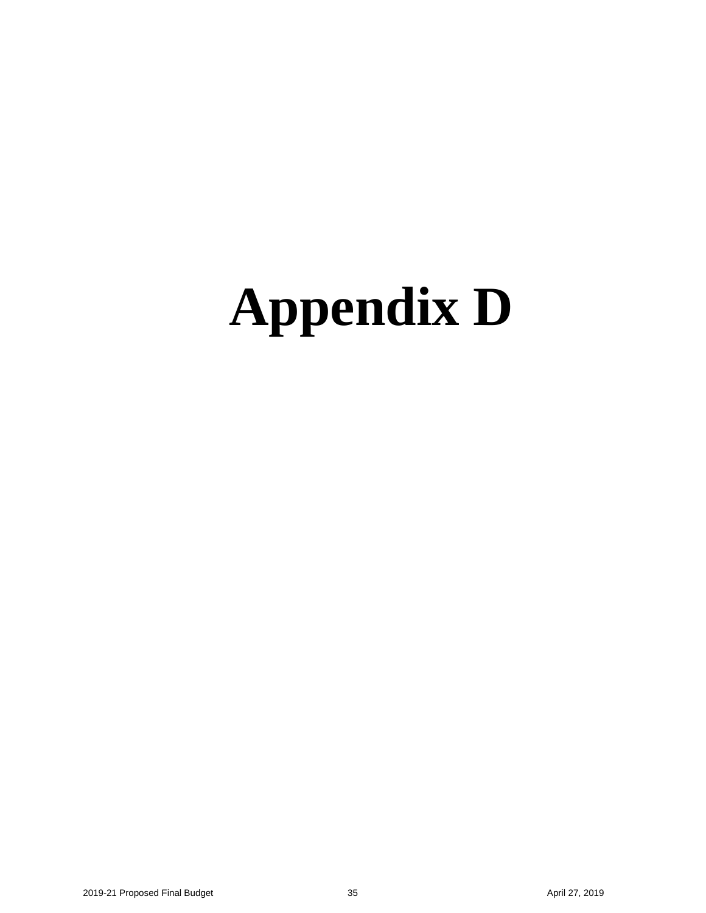# Appendix D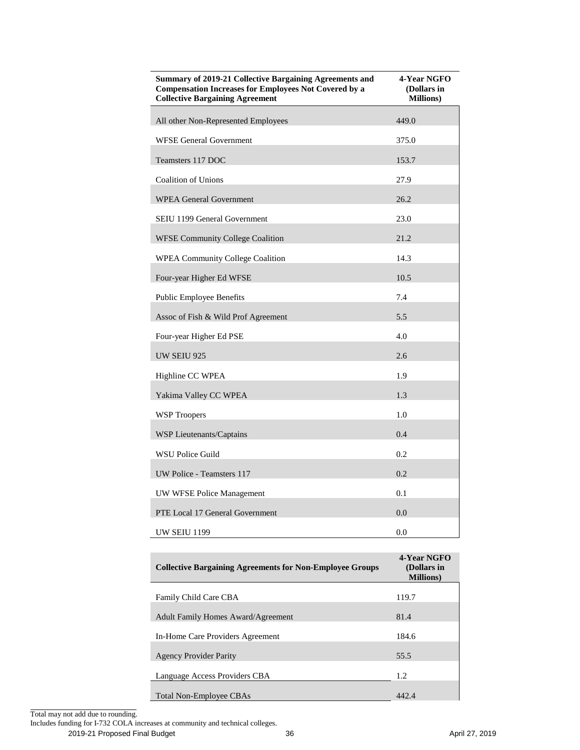| Summary of 2019-21 Collective Bargaining Agreements and Compensation Increases for Employees Not Covered by a Collective Bargaining Agreement | 4-Year NGFO (Dollars in Millions) |
| --- | --- |
| All other Non-Represented Employees | 449.0 |
| WFSE General Government | 375.0 |
| Teamsters 117 DOC | 153.7 |
| Coalition of Unions | 27.9 |
| WPEA General Government | 26.2 |
| SEIU 1199 General Government | 23.0 |
| WFSE Community College Coalition | 21.2 |
| WPEA Community College Coalition | 14.3 |
| Four-year Higher Ed WFSE | 10.5 |
| Public Employee Benefits | 7.4 |
| Assoc of Fish & Wild Prof Agreement | 5.5 |
| Four-year Higher Ed PSE | 4.0 |
| UW SEIU 925 | 2.6 |
| Highline CC WPEA | 1.9 |
| Yakima Valley CC WPEA | 1.3 |
| WSP Troopers | 1.0 |
| WSP Lieutenants/Captains | 0.4 |
| WSU Police Guild | 0.2 |
| UW Police - Teamsters 117 | 0.2 |
| UW WFSE Police Management | 0.1 |
| PTE Local 17 General Government | 0.0 |
| UW SEIU 1199 | 0.0 |

| Collective Bargaining Agreements for Non-Employee Groups | 4-Year NGFO (Dollars in Millions) |
| --- | --- |
| Family Child Care CBA | 119.7 |
| Adult Family Homes Award/Agreement | 81.4 |
| In-Home Care Providers Agreement | 184.6 |
| Agency Provider Parity | 55.5 |
| Language Access Providers CBA | 1.2 |
| Total Non-Employee CBAs | 442.4 |

Total may not add due to rounding.
Includes funding for I-732 COLA increases at community and technical colleges.